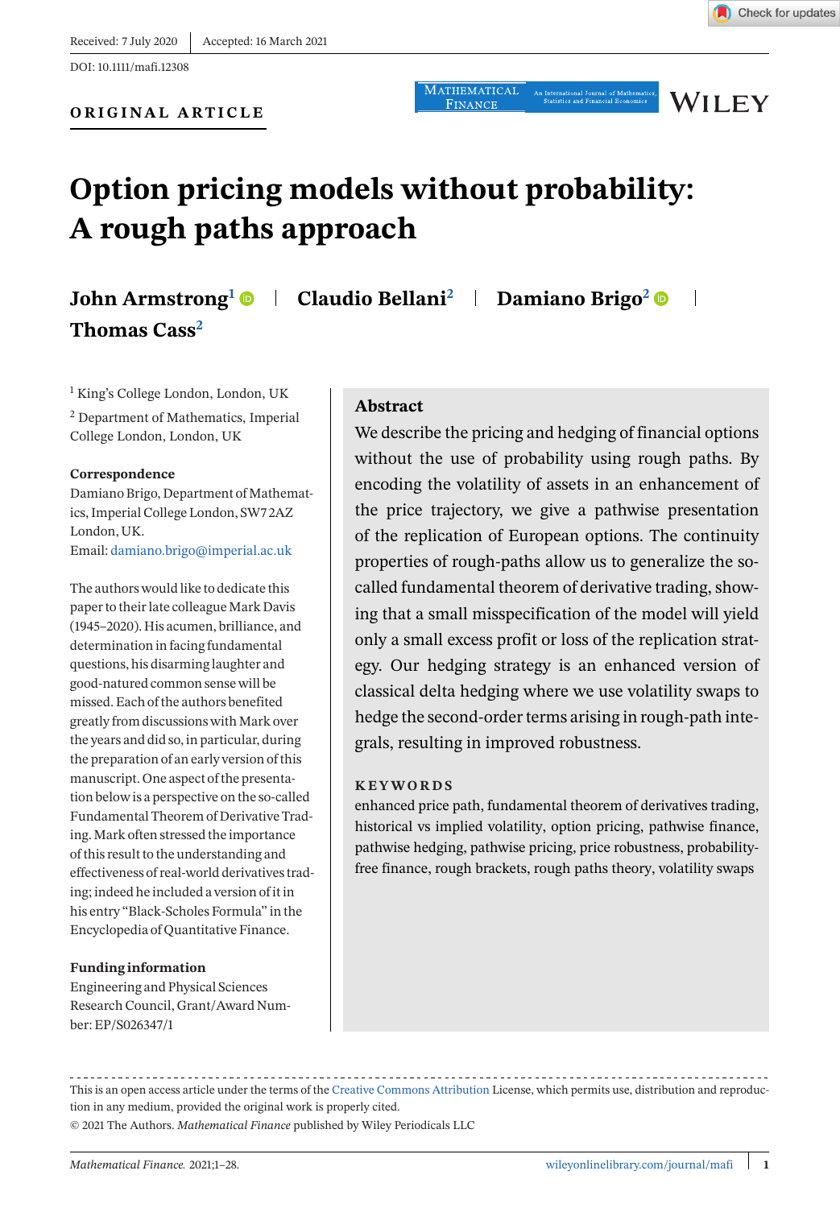Received: 7 July 2020 | Accepted: 16 March 2021

DOI: 10.1111/mafi.12308

**ORIGINAL ARTICLE**

# Option pricing models without probability: A rough paths approach

**John Armstrong**[1] | **Claudio Bellani**[2] | **Damiano Brigo**[2] | **Thomas Cass**[2]

[1] King's College London, London, UK

[2] Department of Mathematics, Imperial College London, London, UK

**Correspondence**

Damiano Brigo, Department of Mathematics, Imperial College London, SW7 2AZ London, UK.
Email: damiano.brigo@imperial.ac.uk

The authors would like to dedicate this paper to their late colleague Mark Davis (1945–2020). His acumen, brilliance, and determination in facing fundamental questions, his disarming laughter and good-natured common sense will be missed. Each of the authors benefited greatly from discussions with Mark over the years and did so, in particular, during the preparation of an early version of this manuscript. One aspect of the presentation below is a perspective on the so-called Fundamental Theorem of Derivative Trading. Mark often stressed the importance of this result to the understanding and effectiveness of real-world derivatives trading; indeed he included a version of it in his entry "Black-Scholes Formula" in the Encyclopedia of Quantitative Finance.

**Funding information**

Engineering and Physical Sciences Research Council, Grant/Award Number: EP/S026347/1

## Abstract

We describe the pricing and hedging of financial options without the use of probability using rough paths. By encoding the volatility of assets in an enhancement of the price trajectory, we give a pathwise presentation of the replication of European options. The continuity properties of rough-paths allow us to generalize the so-called fundamental theorem of derivative trading, showing that a small misspecification of the model will yield only a small excess profit or loss of the replication strategy. Our hedging strategy is an enhanced version of classical delta hedging where we use volatility swaps to hedge the second-order terms arising in rough-path integrals, resulting in improved robustness.

**KEYWORDS**

enhanced price path, fundamental theorem of derivatives trading, historical vs implied volatility, option pricing, pathwise finance, pathwise hedging, pathwise pricing, price robustness, probability-free finance, rough brackets, rough paths theory, volatility swaps

This is an open access article under the terms of the Creative Commons Attribution License, which permits use, distribution and reproduction in any medium, provided the original work is properly cited.

© 2021 The Authors. *Mathematical Finance* published by Wiley Periodicals LLC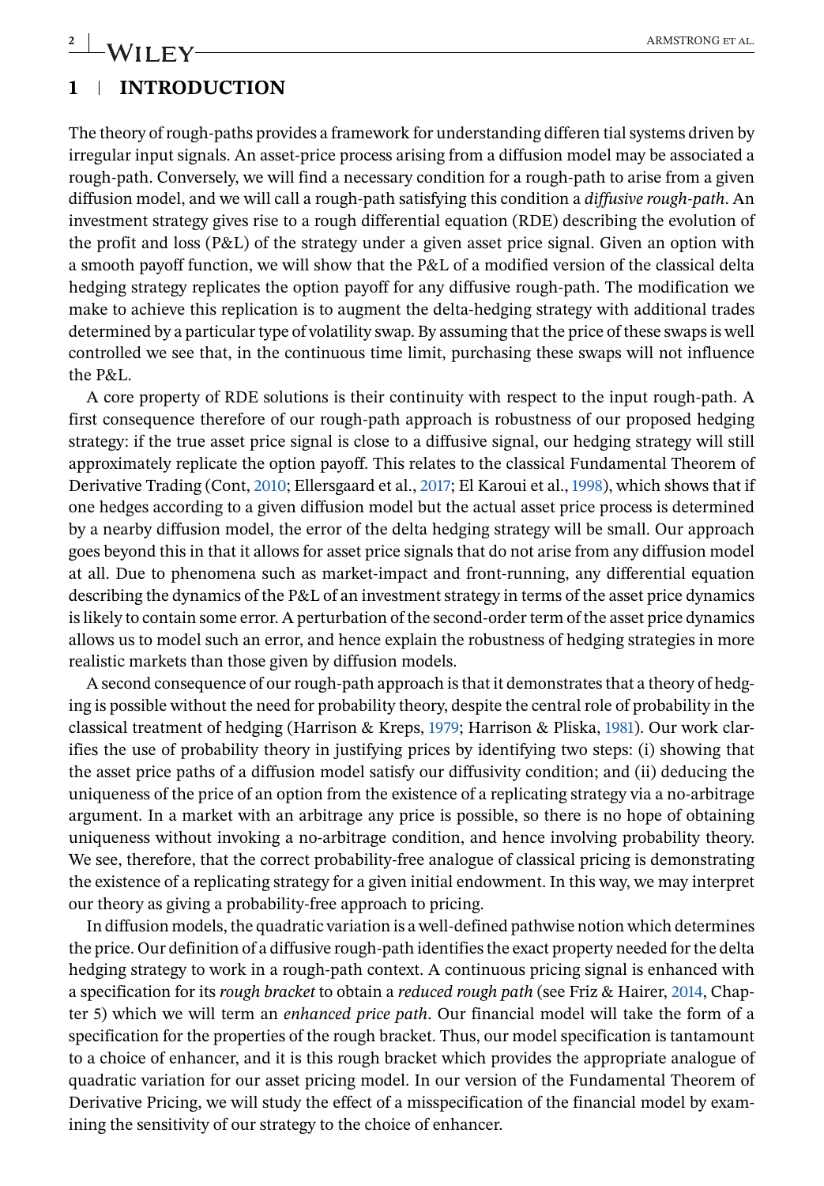## 1 | INTRODUCTION

The theory of rough-paths provides a framework for understanding differen tial systems driven by irregular input signals. An asset-price process arising from a diffusion model may be associated a rough-path. Conversely, we will find a necessary condition for a rough-path to arise from a given diffusion model, and we will call a rough-path satisfying this condition a *diffusive rough-path*. An investment strategy gives rise to a rough differential equation (RDE) describing the evolution of the profit and loss (P&L) of the strategy under a given asset price signal. Given an option with a smooth payoff function, we will show that the P&L of a modified version of the classical delta hedging strategy replicates the option payoff for any diffusive rough-path. The modification we make to achieve this replication is to augment the delta-hedging strategy with additional trades determined by a particular type of volatility swap. By assuming that the price of these swaps is well controlled we see that, in the continuous time limit, purchasing these swaps will not influence the P&L.

A core property of RDE solutions is their continuity with respect to the input rough-path. A first consequence therefore of our rough-path approach is robustness of our proposed hedging strategy: if the true asset price signal is close to a diffusive signal, our hedging strategy will still approximately replicate the option payoff. This relates to the classical Fundamental Theorem of Derivative Trading (Cont, 2010; Ellersgaard et al., 2017; El Karoui et al., 1998), which shows that if one hedges according to a given diffusion model but the actual asset price process is determined by a nearby diffusion model, the error of the delta hedging strategy will be small. Our approach goes beyond this in that it allows for asset price signals that do not arise from any diffusion model at all. Due to phenomena such as market-impact and front-running, any differential equation describing the dynamics of the P&L of an investment strategy in terms of the asset price dynamics is likely to contain some error. A perturbation of the second-order term of the asset price dynamics allows us to model such an error, and hence explain the robustness of hedging strategies in more realistic markets than those given by diffusion models.

A second consequence of our rough-path approach is that it demonstrates that a theory of hedging is possible without the need for probability theory, despite the central role of probability in the classical treatment of hedging (Harrison & Kreps, 1979; Harrison & Pliska, 1981). Our work clarifies the use of probability theory in justifying prices by identifying two steps: (i) showing that the asset price paths of a diffusion model satisfy our diffusivity condition; and (ii) deducing the uniqueness of the price of an option from the existence of a replicating strategy via a no-arbitrage argument. In a market with an arbitrage any price is possible, so there is no hope of obtaining uniqueness without invoking a no-arbitrage condition, and hence involving probability theory. We see, therefore, that the correct probability-free analogue of classical pricing is demonstrating the existence of a replicating strategy for a given initial endowment. In this way, we may interpret our theory as giving a probability-free approach to pricing.

In diffusion models, the quadratic variation is a well-defined pathwise notion which determines the price. Our definition of a diffusive rough-path identifies the exact property needed for the delta hedging strategy to work in a rough-path context. A continuous pricing signal is enhanced with a specification for its *rough bracket* to obtain a *reduced rough path* (see Friz & Hairer, 2014, Chapter 5) which we will term an *enhanced price path*. Our financial model will take the form of a specification for the properties of the rough bracket. Thus, our model specification is tantamount to a choice of enhancer, and it is this rough bracket which provides the appropriate analogue of quadratic variation for our asset pricing model. In our version of the Fundamental Theorem of Derivative Pricing, we will study the effect of a misspecification of the financial model by examining the sensitivity of our strategy to the choice of enhancer.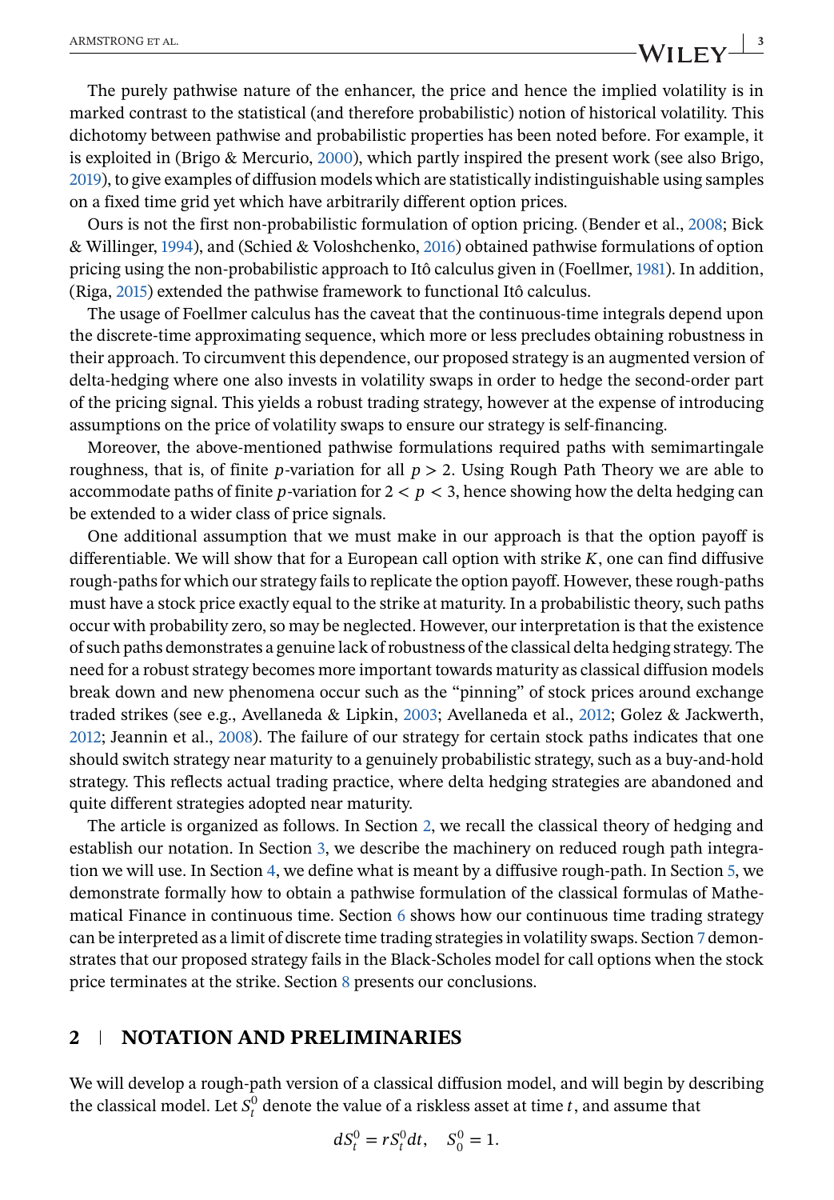The purely pathwise nature of the enhancer, the price and hence the implied volatility is in marked contrast to the statistical (and therefore probabilistic) notion of historical volatility. This dichotomy between pathwise and probabilistic properties has been noted before. For example, it is exploited in (Brigo & Mercurio, 2000), which partly inspired the present work (see also Brigo, 2019), to give examples of diffusion models which are statistically indistinguishable using samples on a fixed time grid yet which have arbitrarily different option prices.

Ours is not the first non-probabilistic formulation of option pricing. (Bender et al., 2008; Bick & Willinger, 1994), and (Schied & Voloshchenko, 2016) obtained pathwise formulations of option pricing using the non-probabilistic approach to Itô calculus given in (Foellmer, 1981). In addition, (Riga, 2015) extended the pathwise framework to functional Itô calculus.

The usage of Foellmer calculus has the caveat that the continuous-time integrals depend upon the discrete-time approximating sequence, which more or less precludes obtaining robustness in their approach. To circumvent this dependence, our proposed strategy is an augmented version of delta-hedging where one also invests in volatility swaps in order to hedge the second-order part of the pricing signal. This yields a robust trading strategy, however at the expense of introducing assumptions on the price of volatility swaps to ensure our strategy is self-financing.

Moreover, the above-mentioned pathwise formulations required paths with semimartingale roughness, that is, of finite $p$-variation for all $p > 2$. Using Rough Path Theory we are able to accommodate paths of finite $p$-variation for $2 < p < 3$, hence showing how the delta hedging can be extended to a wider class of price signals.

One additional assumption that we must make in our approach is that the option payoff is differentiable. We will show that for a European call option with strike $K$, one can find diffusive rough-paths for which our strategy fails to replicate the option payoff. However, these rough-paths must have a stock price exactly equal to the strike at maturity. In a probabilistic theory, such paths occur with probability zero, so may be neglected. However, our interpretation is that the existence of such paths demonstrates a genuine lack of robustness of the classical delta hedging strategy. The need for a robust strategy becomes more important towards maturity as classical diffusion models break down and new phenomena occur such as the "pinning" of stock prices around exchange traded strikes (see e.g., Avellaneda & Lipkin, 2003; Avellaneda et al., 2012; Golez & Jackwerth, 2012; Jeannin et al., 2008). The failure of our strategy for certain stock paths indicates that one should switch strategy near maturity to a genuinely probabilistic strategy, such as a buy-and-hold strategy. This reflects actual trading practice, where delta hedging strategies are abandoned and quite different strategies adopted near maturity.

The article is organized as follows. In Section 2, we recall the classical theory of hedging and establish our notation. In Section 3, we describe the machinery on reduced rough path integration we will use. In Section 4, we define what is meant by a diffusive rough-path. In Section 5, we demonstrate formally how to obtain a pathwise formulation of the classical formulas of Mathematical Finance in continuous time. Section 6 shows how our continuous time trading strategy can be interpreted as a limit of discrete time trading strategies in volatility swaps. Section 7 demonstrates that our proposed strategy fails in the Black-Scholes model for call options when the stock price terminates at the strike. Section 8 presents our conclusions.

## 2 | NOTATION AND PRELIMINARIES

We will develop a rough-path version of a classical diffusion model, and will begin by describing the classical model. Let $S_t^0$ denote the value of a riskless asset at time $t$, and assume that

$$dS_t^0 = rS_t^0 dt, \quad S_0^0 = 1.$$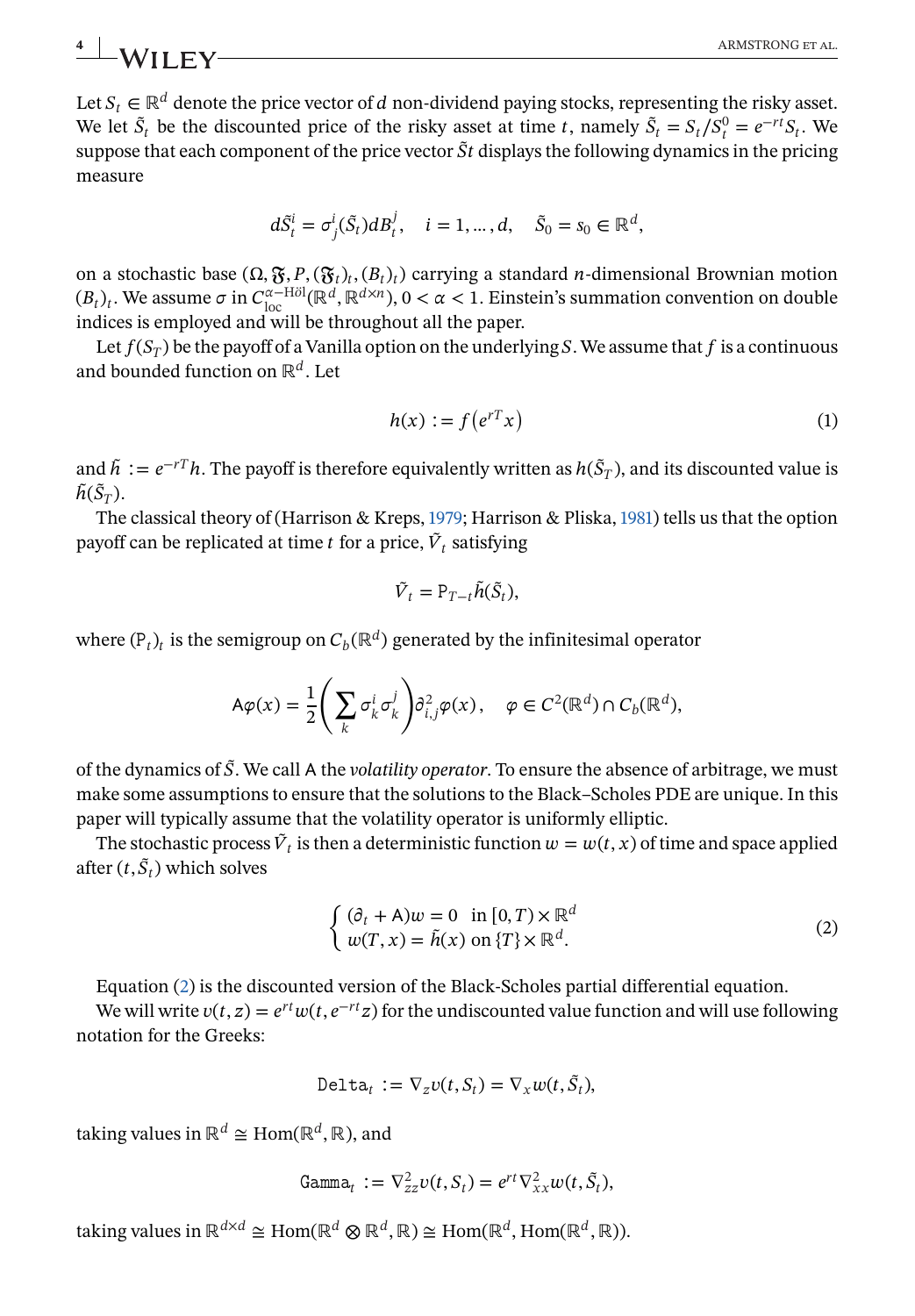Let $S_t \in \mathbb{R}^d$ denote the price vector of $d$ non-dividend paying stocks, representing the risky asset. We let $\tilde{S}_t$ be the discounted price of the risky asset at time $t$, namely $\tilde{S}_t = S_t/S_t^0 = e^{-rt}S_t$. We suppose that each component of the price vector $\tilde{S}t$ displays the following dynamics in the pricing measure

$$
d\tilde{S}_t^i = \sigma_j^i(\tilde{S}_t)dB_t^j, \quad i = 1, \dots, d, \quad \tilde{S}_0 = s_0 \in \mathbb{R}^d,
$$

on a stochastic base $(\Omega, \mathfrak{F}, P, (\mathfrak{F}_t)_t, (B_t)_t)$ carrying a standard $n$-dimensional Brownian motion $(B_t)_t$. We assume $\sigma$ in $C_{\mathrm{loc}}^{\alpha-\text{Höl}}(\mathbb{R}^d, \mathbb{R}^{d\times n})$, $0 < \alpha < 1$. Einstein's summation convention on double indices is employed and will be throughout all the paper.

Let $f(S_T)$ be the payoff of a Vanilla option on the underlying $S$. We assume that $f$ is a continuous and bounded function on $\mathbb{R}^d$. Let

$$
h(x) := f\left(e^{rT}x\right) \tag{1}
$$

and $\tilde{h} := e^{-rT}h$. The payoff is therefore equivalently written as $h(\tilde{S}_T)$, and its discounted value is $\tilde{h}(\tilde{S}_T)$.

The classical theory of (Harrison & Kreps, 1979; Harrison & Pliska, 1981) tells us that the option payoff can be replicated at time $t$ for a price, $\tilde{V}_t$ satisfying

$$
\tilde{V}_t = \mathsf{P}_{T-t}\tilde{h}(\tilde{S}_t),
$$

where $(\mathsf{P}_t)_t$ is the semigroup on $C_b(\mathbb{R}^d)$ generated by the infinitesimal operator

$$
\mathsf{A}\varphi(x) = \frac{1}{2}\left(\sum_k \sigma_k^i \sigma_k^j\right)\partial_{i,j}^2\varphi(x), \quad \varphi \in C^2(\mathbb{R}^d) \cap C_b(\mathbb{R}^d),
$$

of the dynamics of $\tilde{S}$. We call $\mathsf{A}$ the *volatility operator*. To ensure the absence of arbitrage, we must make some assumptions to ensure that the solutions to the Black–Scholes PDE are unique. In this paper will typically assume that the volatility operator is uniformly elliptic.

The stochastic process $\tilde{V}_t$ is then a deterministic function $w = w(t,x)$ of time and space applied after $(t, \tilde{S}_t)$ which solves

$$
\begin{cases} (\partial_t + \mathsf{A})w = 0 & \text{in } [0,T) \times \mathbb{R}^d \\ w(T,x) = \tilde{h}(x) & \text{on } \{T\} \times \mathbb{R}^d. \end{cases} \tag{2}
$$

Equation (2) is the discounted version of the Black-Scholes partial differential equation.

We will write $v(t,z) = e^{rt}w(t, e^{-rt}z)$ for the undiscounted value function and will use following notation for the Greeks:

$$
\mathtt{Delta}_t := \nabla_z v(t, S_t) = \nabla_x w(t, \tilde{S}_t),
$$

taking values in $\mathbb{R}^d \cong \mathrm{Hom}(\mathbb{R}^d, \mathbb{R})$, and

$$
\mathtt{Gamma}_t := \nabla_{zz}^2 v(t, S_t) = e^{rt}\nabla_{xx}^2 w(t, \tilde{S}_t),
$$

taking values in $\mathbb{R}^{d\times d} \cong \mathrm{Hom}(\mathbb{R}^d \otimes \mathbb{R}^d, \mathbb{R}) \cong \mathrm{Hom}(\mathbb{R}^d, \mathrm{Hom}(\mathbb{R}^d, \mathbb{R}))$.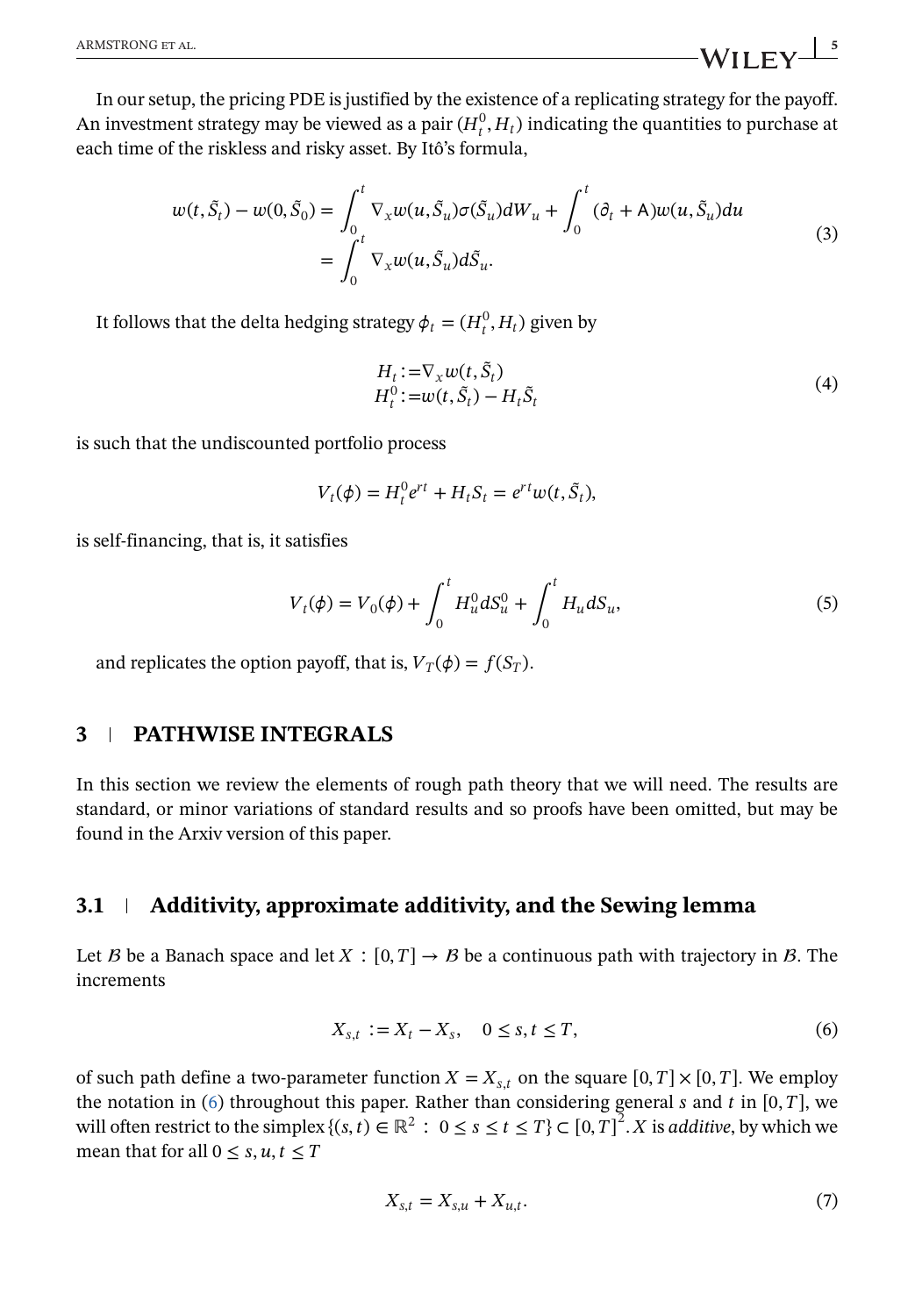In our setup, the pricing PDE is justified by the existence of a replicating strategy for the payoff. An investment strategy may be viewed as a pair $(H^0_t, H_t)$ indicating the quantities to purchase at each time of the riskless and risky asset. By Itô's formula,

$$
\begin{aligned}
w(t, \tilde{S}_t) - w(0, \tilde{S}_0) &= \int_0^t \nabla_x w(u, \tilde{S}_u)\sigma(\tilde{S}_u) dW_u + \int_0^t (\partial_t + \mathsf{A}) w(u, \tilde{S}_u) du \\
&= \int_0^t \nabla_x w(u, \tilde{S}_u) d\tilde{S}_u.
\end{aligned}
\tag{3}
$$

It follows that the delta hedging strategy $\phi_t = (H^0_t, H_t)$ given by

$$
\begin{aligned}
H_t &:= \nabla_x w(t, \tilde{S}_t) \\
H^0_t &:= w(t, \tilde{S}_t) - H_t \tilde{S}_t
\end{aligned}
\tag{4}
$$

is such that the undiscounted portfolio process

$$
V_t(\phi) = H^0_t e^{rt} + H_t S_t = e^{rt} w(t, \tilde{S}_t),
$$

is self-financing, that is, it satisfies

$$
V_t(\phi) = V_0(\phi) + \int_0^t H^0_u dS^0_u + \int_0^t H_u dS_u,
\tag{5}
$$

and replicates the option payoff, that is, $V_T(\phi) = f(S_T)$.

## 3 | PATHWISE INTEGRALS

In this section we review the elements of rough path theory that we will need. The results are standard, or minor variations of standard results and so proofs have been omitted, but may be found in the Arxiv version of this paper.

### 3.1 | Additivity, approximate additivity, and the Sewing lemma

Let $\mathcal{B}$ be a Banach space and let $X : [0, T] \to \mathcal{B}$ be a continuous path with trajectory in $\mathcal{B}$. The increments

$$
X_{s,t} := X_t - X_s, \quad 0 \le s, t \le T,
\tag{6}
$$

of such path define a two-parameter function $X = X_{s,t}$ on the square $[0, T] \times [0, T]$. We employ the notation in (6) throughout this paper. Rather than considering general $s$ and $t$ in $[0, T]$, we will often restrict to the simplex $\{(s, t) \in \mathbb{R}^2 : 0 \le s \le t \le T\} \subset [0, T]^2$. $X$ is *additive*, by which we mean that for all $0 \le s, u, t \le T$

$$
X_{s,t} = X_{s,u} + X_{u,t}.
\tag{7}
$$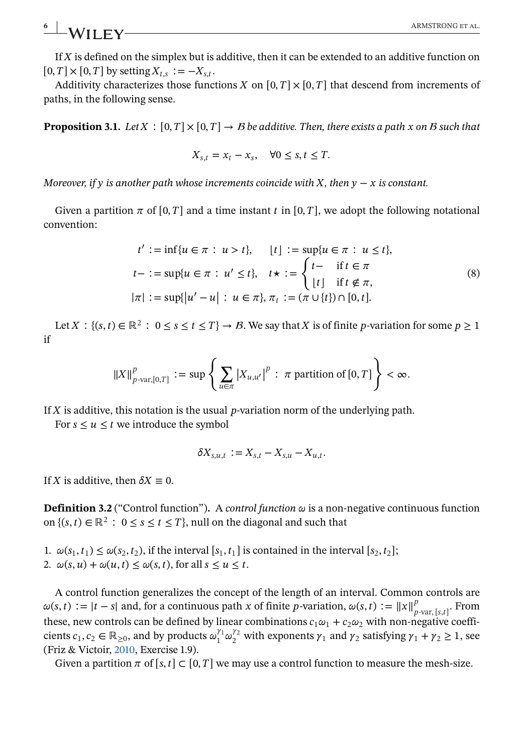If $X$ is defined on the simplex but is additive, then it can be extended to an additive function on $[0,T] \times [0,T]$ by setting $X_{t,s} := -X_{s,t}$.

Additivity characterizes those functions $X$ on $[0,T] \times [0,T]$ that descend from increments of paths, in the following sense.

**Proposition 3.1.** *Let $X : [0,T] \times [0,T] \to \mathcal{B}$ be additive. Then, there exists a path $x$ on $\mathcal{B}$ such that*

$$X_{s,t} = x_t - x_s, \quad \forall 0 \leq s, t \leq T.$$

*Moreover, if $y$ is another path whose increments coincide with $X$, then $y - x$ is constant.*

Given a partition $\pi$ of $[0,T]$ and a time instant $t$ in $[0,T]$, we adopt the following notational convention:

$$\begin{aligned}
t' &:= \inf\{u \in \pi : u > t\}, \qquad \lfloor t \rfloor := \sup\{u \in \pi : u \leq t\}, \\
t- &:= \sup\{u \in \pi : u' \leq t\}, \quad t\star := \begin{cases} t- & \text{if } t \in \pi \\ \lfloor t \rfloor & \text{if } t \notin \pi, \end{cases} \\
|\pi| &:= \sup\{|u' - u| : u \in \pi\}, \pi_t := (\pi \cup \{t\}) \cap [0,t].
\end{aligned} \tag{8}$$

Let $X : \{(s,t) \in \mathbb{R}^2 : 0 \leq s \leq t \leq T\} \to \mathcal{B}$. We say that $X$ is of finite $p$-variation for some $p \geq 1$ if

$$\|X\|^p_{p\text{-var},[0,T]} := \sup \left\{ \sum_{u \in \pi} |X_{u,u'}|^p : \pi \text{ partition of } [0,T] \right\} < \infty.$$

If $X$ is additive, this notation is the usual $p$-variation norm of the underlying path.

For $s \leq u \leq t$ we introduce the symbol

$$\delta X_{s,u,t} := X_{s,t} - X_{s,u} - X_{u,t}.$$

If $X$ is additive, then $\delta X \equiv 0$.

**Definition 3.2** ("Control function"). A *control function* $\omega$ is a non-negative continuous function on $\{(s,t) \in \mathbb{R}^2 : 0 \leq s \leq t \leq T\}$, null on the diagonal and such that

1. $\omega(s_1, t_1) \leq \omega(s_2, t_2)$, if the interval $[s_1, t_1]$ is contained in the interval $[s_2, t_2]$;
2. $\omega(s, u) + \omega(u, t) \leq \omega(s, t)$, for all $s \leq u \leq t$.

A control function generalizes the concept of the length of an interval. Common controls are $\omega(s,t) := |t - s|$ and, for a continuous path $x$ of finite $p$-variation, $\omega(s,t) := \|x\|^p_{p\text{-var},[s,t]}$. From these, new controls can be defined by linear combinations $c_1\omega_1 + c_2\omega_2$ with non-negative coefficients $c_1, c_2 \in \mathbb{R}_{\geq 0}$, and by products $\omega_1^{\gamma_1}\omega_2^{\gamma_2}$ with exponents $\gamma_1$ and $\gamma_2$ satisfying $\gamma_1 + \gamma_2 \geq 1$, see (Friz & Victoir, 2010, Exercise 1.9).

Given a partition $\pi$ of $[s,t] \subset [0,T]$ we may use a control function to measure the mesh-size.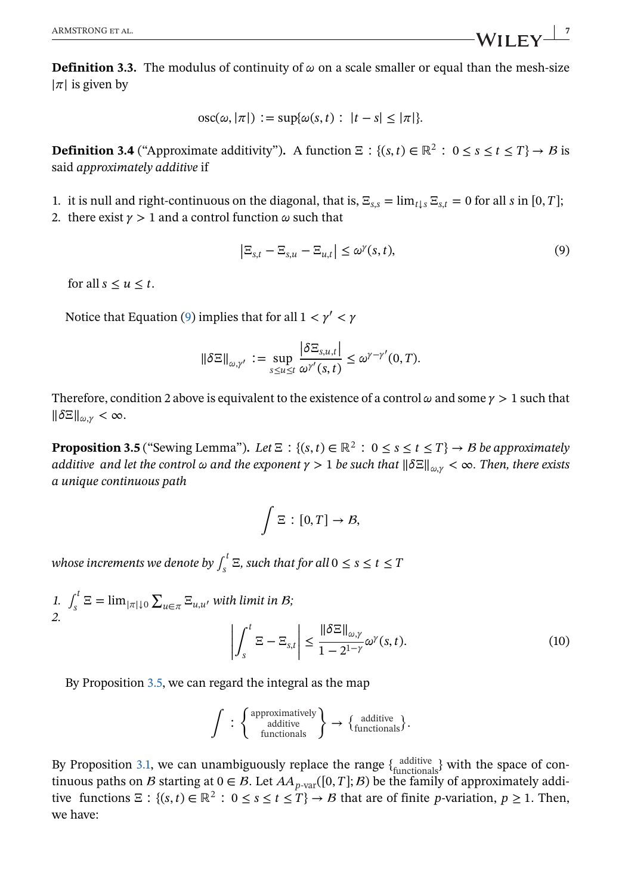**Definition 3.3.** The modulus of continuity of $\omega$ on a scale smaller or equal than the mesh-size $|\pi|$ is given by

$$\operatorname{osc}(\omega, |\pi|) := \sup\{\omega(s,t) : |t-s| \leq |\pi|\}.$$

**Definition 3.4** ("Approximate additivity")**.** A function $\Xi : \{(s,t) \in \mathbb{R}^2 : 0 \leq s \leq t \leq T\} \to \mathcal{B}$ is said *approximately additive* if

1. it is null and right-continuous on the diagonal, that is, $\Xi_{s,s} = \lim_{t\downarrow s} \Xi_{s,t} = 0$ for all $s$ in $[0,T]$;
2. there exist $\gamma > 1$ and a control function $\omega$ such that

$$\left|\Xi_{s,t} - \Xi_{s,u} - \Xi_{u,t}\right| \leq \omega^{\gamma}(s,t), \tag{9}$$

   for all $s \leq u \leq t$.

Notice that Equation (9) implies that for all $1 < \gamma' < \gamma$

$$\|\delta\Xi\|_{\omega,\gamma'} := \sup_{s\leq u\leq t} \frac{\left|\delta\Xi_{s,u,t}\right|}{\omega^{\gamma'}(s,t)} \leq \omega^{\gamma-\gamma'}(0,T).$$

Therefore, condition 2 above is equivalent to the existence of a control $\omega$ and some $\gamma > 1$ such that $\|\delta\Xi\|_{\omega,\gamma} < \infty$.

**Proposition 3.5** ("Sewing Lemma")**.** *Let $\Xi : \{(s,t) \in \mathbb{R}^2 : 0 \leq s \leq t \leq T\} \to \mathcal{B}$ be approximately additive and let the control $\omega$ and the exponent $\gamma > 1$ be such that $\|\delta\Xi\|_{\omega,\gamma} < \infty$. Then, there exists a unique continuous path*

$$\int \Xi : [0,T] \to \mathcal{B},$$

*whose increments we denote by $\int_s^t \Xi$, such that for all $0 \leq s \leq t \leq T$*

1. $\int_s^t \Xi = \lim_{|\pi|\downarrow 0} \sum_{u\in\pi} \Xi_{u,u'}$ *with limit in $\mathcal{B}$;*
2. $$\left|\int_s^t \Xi - \Xi_{s,t}\right| \leq \frac{\|\delta\Xi\|_{\omega,\gamma}}{1 - 2^{1-\gamma}} \omega^{\gamma}(s,t). \tag{10}$$

By Proposition 3.5, we can regard the integral as the map

$$\int : \left\{\begin{matrix}\text{approximately} \\ \text{additive} \\ \text{functionals}\end{matrix}\right\} \to \left\{\begin{matrix}\text{additive} \\ \text{functionals}\end{matrix}\right\}.$$

By Proposition 3.1, we can unambiguously replace the range $\left\{\begin{smallmatrix}\text{additive} \\ \text{functionals}\end{smallmatrix}\right\}$ with the space of continuous paths on $\mathcal{B}$ starting at $0 \in \mathcal{B}$. Let $AA_{p\text{-var}}([0,T];\mathcal{B})$ be the family of approximately additive functions $\Xi : \{(s,t) \in \mathbb{R}^2 : 0 \leq s \leq t \leq T\} \to \mathcal{B}$ that are of finite $p$-variation, $p \geq 1$. Then, we have: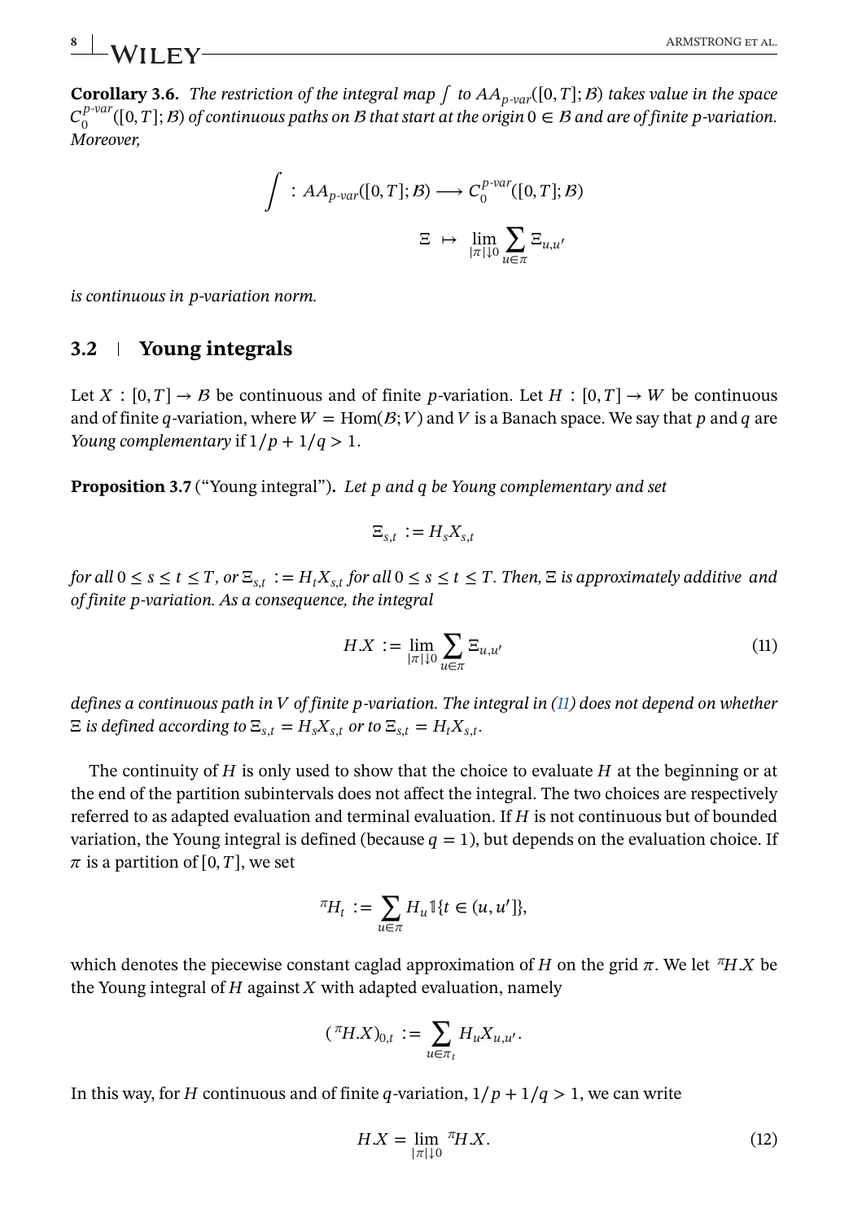**Corollary 3.6.** *The restriction of the integral map $\int$ to $AA_{p\text{-}var}([0,T];\mathcal{B})$ takes value in the space $C_0^{p\text{-}var}([0,T];\mathcal{B})$ of continuous paths on $\mathcal{B}$ that start at the origin $0 \in \mathcal{B}$ and are of finite $p$-variation. Moreover,*

$$\int : AA_{p\text{-}var}([0,T];\mathcal{B}) \longrightarrow C_0^{p\text{-}var}([0,T];\mathcal{B})$$

$$\Xi \;\mapsto\; \lim_{|\pi|\downarrow 0} \sum_{u\in\pi} \Xi_{u,u'}$$

*is continuous in $p$-variation norm.*

## 3.2 Young integrals

Let $X : [0,T] \to \mathcal{B}$ be continuous and of finite $p$-variation. Let $H : [0,T] \to W$ be continuous and of finite $q$-variation, where $W = \mathrm{Hom}(\mathcal{B}; V)$ and $V$ is a Banach space. We say that $p$ and $q$ are *Young complementary* if $1/p + 1/q > 1$.

**Proposition 3.7** ("Young integral"). *Let $p$ and $q$ be Young complementary and set*

$$\Xi_{s,t} := H_s X_{s,t}$$

*for all $0 \le s \le t \le T$, or $\Xi_{s,t} := H_t X_{s,t}$ for all $0 \le s \le t \le T$. Then, $\Xi$ is approximately additive and of finite $p$-variation. As a consequence, the integral*

$$H.X := \lim_{|\pi|\downarrow 0} \sum_{u\in\pi} \Xi_{u,u'} \tag{11}$$

*defines a continuous path in $V$ of finite $p$-variation. The integral in (11) does not depend on whether $\Xi$ is defined according to $\Xi_{s,t} = H_s X_{s,t}$ or to $\Xi_{s,t} = H_t X_{s,t}$.*

The continuity of $H$ is only used to show that the choice to evaluate $H$ at the beginning or at the end of the partition subintervals does not affect the integral. The two choices are respectively referred to as adapted evaluation and terminal evaluation. If $H$ is not continuous but of bounded variation, the Young integral is defined (because $q = 1$), but depends on the evaluation choice. If $\pi$ is a partition of $[0,T]$, we set

$${}^{\pi}H_t := \sum_{u\in\pi} H_u \mathbb{1}\{t \in (u,u']\},$$

which denotes the piecewise constant caglad approximation of $H$ on the grid $\pi$. We let ${}^{\pi}H.X$ be the Young integral of $H$ against $X$ with adapted evaluation, namely

$$({}^{\pi}H.X)_{0,t} := \sum_{u\in\pi_t} H_u X_{u,u'}.$$

In this way, for $H$ continuous and of finite $q$-variation, $1/p + 1/q > 1$, we can write

$$H.X = \lim_{|\pi|\downarrow 0} {}^{\pi}H.X. \tag{12}$$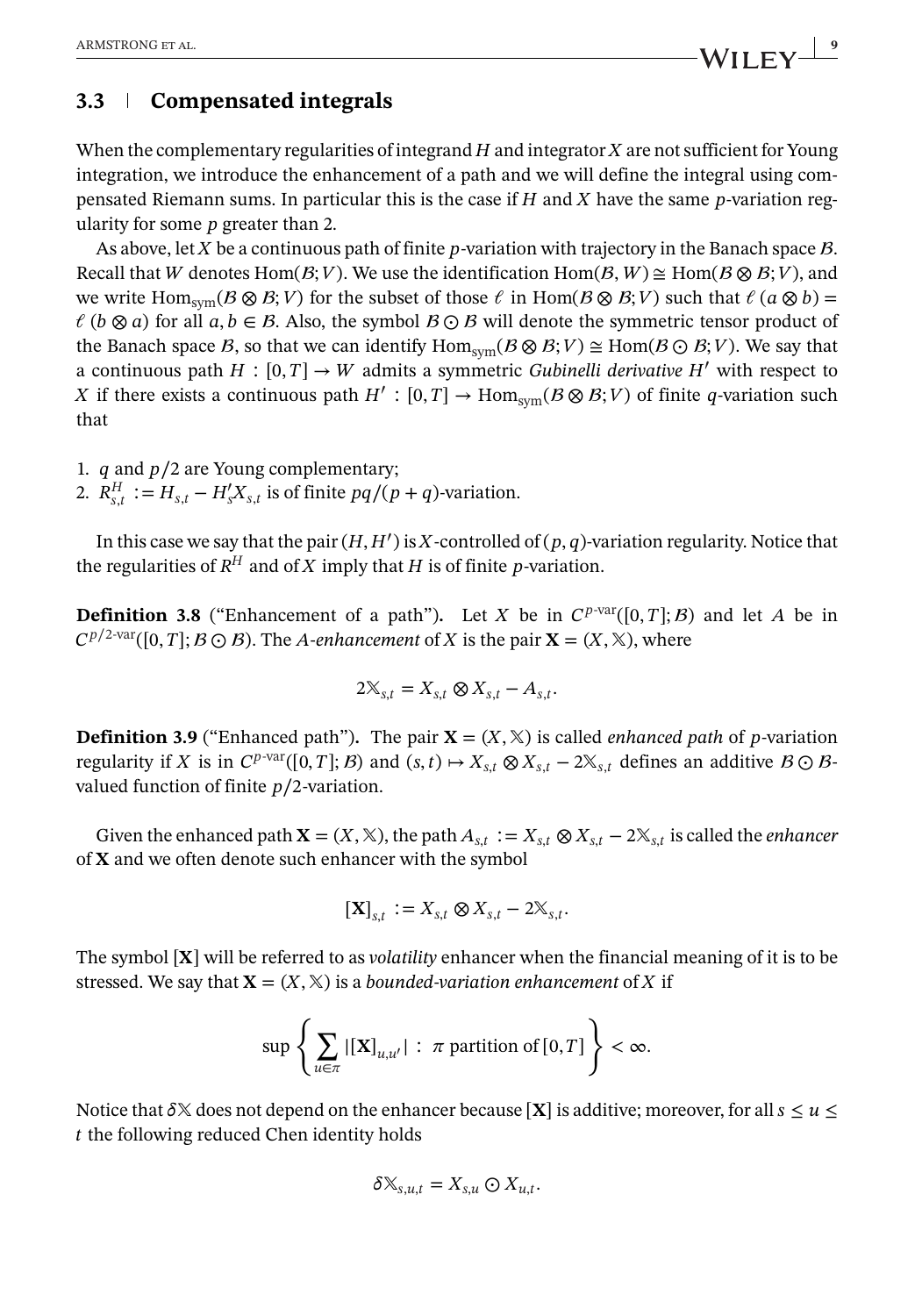### 3.3 | Compensated integrals

When the complementary regularities of integrand $H$ and integrator $X$ are not sufficient for Young integration, we introduce the enhancement of a path and we will define the integral using compensated Riemann sums. In particular this is the case if $H$ and $X$ have the same $p$-variation regularity for some $p$ greater than 2.

As above, let $X$ be a continuous path of finite $p$-variation with trajectory in the Banach space $\mathcal{B}$. Recall that $W$ denotes $\text{Hom}(\mathcal{B}; V)$. We use the identification $\text{Hom}(\mathcal{B}, W) \cong \text{Hom}(\mathcal{B} \otimes \mathcal{B}; V)$, and we write $\text{Hom}_{\text{sym}}(\mathcal{B} \otimes \mathcal{B}; V)$ for the subset of those $\ell$ in $\text{Hom}(\mathcal{B} \otimes \mathcal{B}; V)$ such that $\ell(a \otimes b) = \ell(b \otimes a)$ for all $a, b \in \mathcal{B}$. Also, the symbol $\mathcal{B} \odot \mathcal{B}$ will denote the symmetric tensor product of the Banach space $\mathcal{B}$, so that we can identify $\text{Hom}_{\text{sym}}(\mathcal{B} \otimes \mathcal{B}; V) \cong \text{Hom}(\mathcal{B} \odot \mathcal{B}; V)$. We say that a continuous path $H : [0, T] \to W$ admits a symmetric *Gubinelli derivative* $H'$ with respect to $X$ if there exists a continuous path $H' : [0, T] \to \text{Hom}_{\text{sym}}(\mathcal{B} \otimes \mathcal{B}; V)$ of finite $q$-variation such that

1. $q$ and $p/2$ are Young complementary;
2. $R^H_{s,t} := H_{s,t} - H'_s X_{s,t}$ is of finite $pq/(p+q)$-variation.

In this case we say that the pair $(H, H')$ is $X$-controlled of $(p, q)$-variation regularity. Notice that the regularities of $R^H$ and of $X$ imply that $H$ is of finite $p$-variation.

**Definition 3.8** ("Enhancement of a path"). Let $X$ be in $C^{p\text{-var}}([0, T]; \mathcal{B})$ and let $A$ be in $C^{p/2\text{-var}}([0, T]; \mathcal{B} \odot \mathcal{B})$. The *A-enhancement* of $X$ is the pair $\mathbf{X} = (X, \mathbb{X})$, where

$$2\mathbb{X}_{s,t} = X_{s,t} \otimes X_{s,t} - A_{s,t}.$$

**Definition 3.9** ("Enhanced path"). The pair $\mathbf{X} = (X, \mathbb{X})$ is called *enhanced path* of $p$-variation regularity if $X$ is in $C^{p\text{-var}}([0, T]; \mathcal{B})$ and $(s, t) \mapsto X_{s,t} \otimes X_{s,t} - 2\mathbb{X}_{s,t}$ defines an additive $\mathcal{B} \odot \mathcal{B}$-valued function of finite $p/2$-variation.

Given the enhanced path $\mathbf{X} = (X, \mathbb{X})$, the path $A_{s,t} := X_{s,t} \otimes X_{s,t} - 2\mathbb{X}_{s,t}$ is called the *enhancer* of $\mathbf{X}$ and we often denote such enhancer with the symbol

$$[\mathbf{X}]_{s,t} := X_{s,t} \otimes X_{s,t} - 2\mathbb{X}_{s,t}.$$

The symbol $[\mathbf{X}]$ will be referred to as *volatility* enhancer when the financial meaning of it is to be stressed. We say that $\mathbf{X} = (X, \mathbb{X})$ is a *bounded-variation enhancement* of $X$ if

$$\sup \left\{ \sum_{u \in \pi} |[\mathbf{X}]_{u,u'}| \,:\, \pi \text{ partition of } [0, T] \right\} < \infty.$$

Notice that $\delta\mathbb{X}$ does not depend on the enhancer because $[\mathbf{X}]$ is additive; moreover, for all $s \leq u \leq t$ the following reduced Chen identity holds

$$\delta\mathbb{X}_{s,u,t} = X_{s,u} \odot X_{u,t}.$$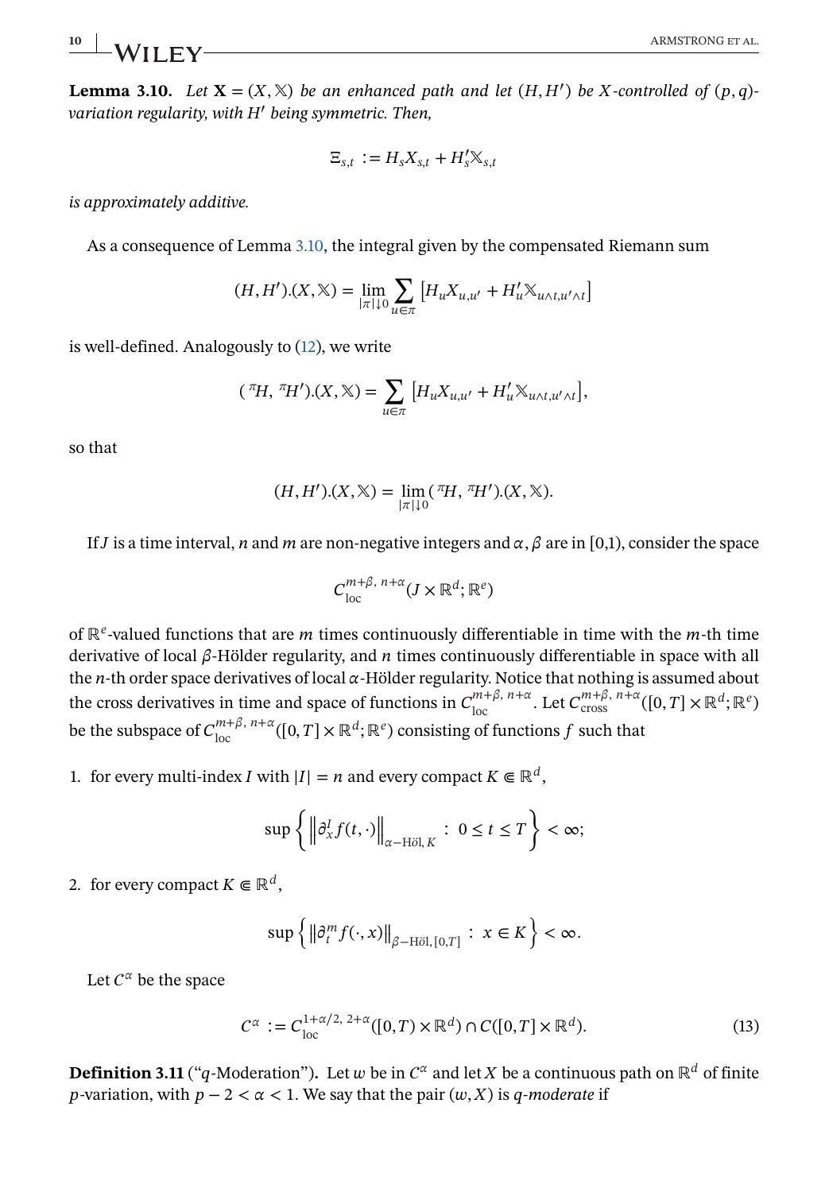**Lemma 3.10.** *Let $\mathbf{X} = (X, \mathbb{X})$ be an enhanced path and let $(H, H')$ be $X$-controlled of $(p, q)$-variation regularity, with $H'$ being symmetric. Then,*

$$\Xi_{s,t} := H_s X_{s,t} + H'_s \mathbb{X}_{s,t}$$

*is approximately additive.*

As a consequence of Lemma 3.10, the integral given by the compensated Riemann sum

$$(H, H').(X, \mathbb{X}) = \lim_{|\pi| \downarrow 0} \sum_{u \in \pi} \left[ H_u X_{u,u'} + H'_u \mathbb{X}_{u \wedge t, u' \wedge t} \right]$$

is well-defined. Analogously to (12), we write

$$({}^{\pi}H, {}^{\pi}H').(X, \mathbb{X}) = \sum_{u \in \pi} \left[ H_u X_{u,u'} + H'_u \mathbb{X}_{u \wedge t, u' \wedge t} \right],$$

so that

$$(H, H').(X, \mathbb{X}) = \lim_{|\pi| \downarrow 0} ({}^{\pi}H, {}^{\pi}H').(X, \mathbb{X}).$$

If $J$ is a time interval, $n$ and $m$ are non-negative integers and $\alpha, \beta$ are in [0,1), consider the space

$$C^{m+\beta,\, n+\alpha}_{\text{loc}}(J \times \mathbb{R}^d; \mathbb{R}^e)$$

of $\mathbb{R}^e$-valued functions that are $m$ times continuously differentiable in time with the $m$-th time derivative of local $\beta$-Hölder regularity, and $n$ times continuously differentiable in space with all the $n$-th order space derivatives of local $\alpha$-Hölder regularity. Notice that nothing is assumed about the cross derivatives in time and space of functions in $C^{m+\beta,\, n+\alpha}_{\text{loc}}$. Let $C^{m+\beta,\, n+\alpha}_{\text{cross}}([0,T] \times \mathbb{R}^d; \mathbb{R}^e)$ be the subspace of $C^{m+\beta,\, n+\alpha}_{\text{loc}}([0,T] \times \mathbb{R}^d; \mathbb{R}^e)$ consisting of functions $f$ such that

1. for every multi-index $I$ with $|I| = n$ and every compact $K \Subset \mathbb{R}^d$,

$$\sup \left\{ \left\| \partial^I_x f(t, \cdot) \right\|_{\alpha-\text{Höl},\, K} \,:\, 0 \le t \le T \right\} < \infty;$$

2. for every compact $K \Subset \mathbb{R}^d$,

$$\sup \left\{ \left\| \partial^m_t f(\cdot, x) \right\|_{\beta-\text{Höl},\, [0,T]} \,:\, x \in K \right\} < \infty.$$

Let $C^{\alpha}$ be the space

$$C^{\alpha} := C^{1+\alpha/2,\, 2+\alpha}_{\text{loc}}([0,T) \times \mathbb{R}^d) \cap C([0,T] \times \mathbb{R}^d). \tag{13}$$

**Definition 3.11** ("$q$-Moderation"). Let $w$ be in $C^{\alpha}$ and let $X$ be a continuous path on $\mathbb{R}^d$ of finite $p$-variation, with $p - 2 < \alpha < 1$. We say that the pair $(w, X)$ is *$q$-moderate* if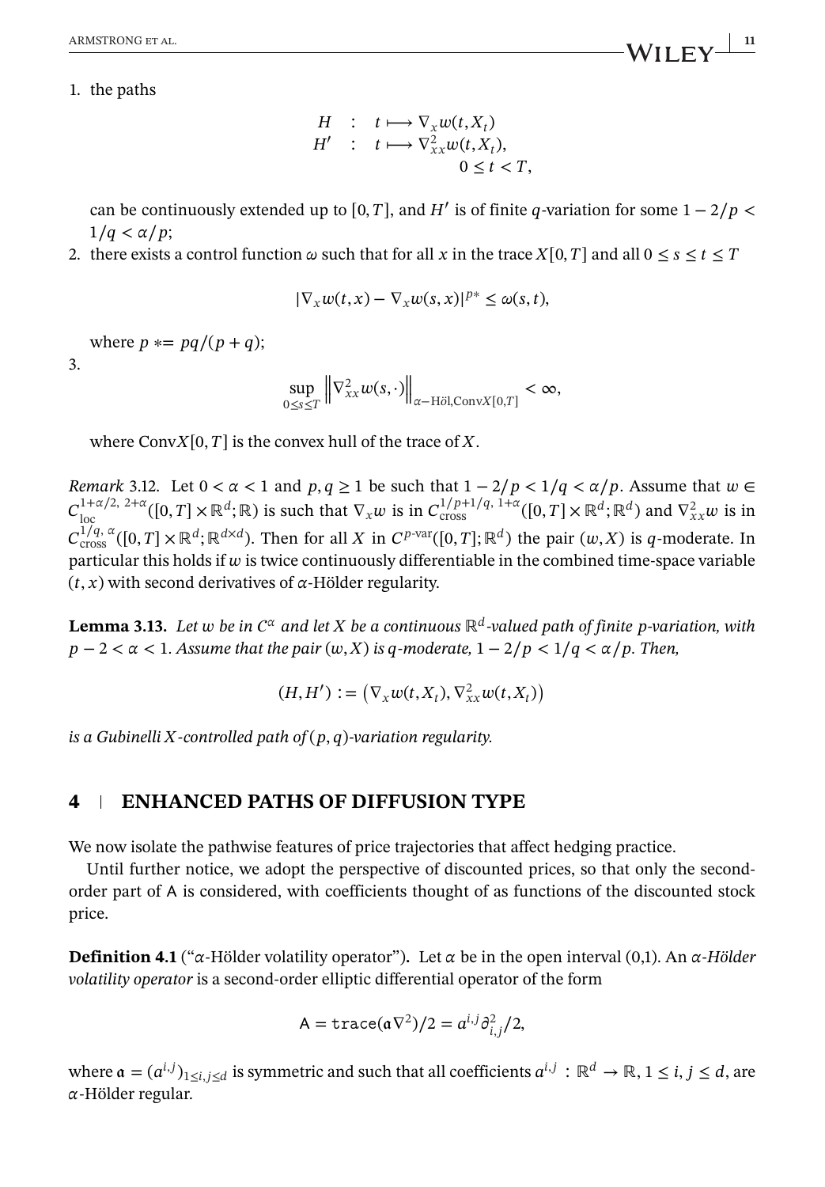1. the paths

$$
\begin{array}{lcl}
H & : & t \longmapsto \nabla_x w(t, X_t) \\
H' & : & t \longmapsto \nabla^2_{xx} w(t, X_t), \\
 & & \qquad 0 \leq t < T,
\end{array}
$$

   can be continuously extended up to $[0, T]$, and $H'$ is of finite $q$-variation for some $1 - 2/p < 1/q < \alpha/p$;

2. there exists a control function $\omega$ such that for all $x$ in the trace $X[0, T]$ and all $0 \leq s \leq t \leq T$

$$
|\nabla_x w(t, x) - \nabla_x w(s, x)|^{p*} \leq \omega(s, t),
$$

   where $p *= pq/(p + q)$;

3.

$$
\sup_{0 \leq s \leq T} \left\| \nabla^2_{xx} w(s, \cdot) \right\|_{\alpha-\text{Höl}, \text{Conv}X[0,T]} < \infty,
$$

   where $\text{Conv}X[0, T]$ is the convex hull of the trace of $X$.

*Remark* 3.12. Let $0 < \alpha < 1$ and $p, q \geq 1$ be such that $1 - 2/p < 1/q < \alpha/p$. Assume that $w \in C^{1+\alpha/2,\, 2+\alpha}_{\text{loc}}([0, T] \times \mathbb{R}^d; \mathbb{R})$ is such that $\nabla_x w$ is in $C^{1/p+1/q,\, 1+\alpha}_{\text{cross}}([0, T] \times \mathbb{R}^d; \mathbb{R}^d)$ and $\nabla^2_{xx} w$ is in $C^{1/q,\, \alpha}_{\text{cross}}([0, T] \times \mathbb{R}^d; \mathbb{R}^{d\times d})$. Then for all $X$ in $C^{p\text{-var}}([0, T]; \mathbb{R}^d)$ the pair $(w, X)$ is $q$-moderate. In particular this holds if $w$ is twice continuously differentiable in the combined time-space variable $(t, x)$ with second derivatives of $\alpha$-Hölder regularity.

**Lemma 3.13.** *Let $w$ be in $C^\alpha$ and let $X$ be a continuous $\mathbb{R}^d$-valued path of finite $p$-variation, with $p - 2 < \alpha < 1$. Assume that the pair $(w, X)$ is $q$-moderate, $1 - 2/p < 1/q < \alpha/p$. Then,*

$$
(H, H') := \left(\nabla_x w(t, X_t), \nabla^2_{xx} w(t, X_t)\right)
$$

*is a Gubinelli $X$-controlled path of $(p, q)$-variation regularity.*

## 4 | ENHANCED PATHS OF DIFFUSION TYPE

We now isolate the pathwise features of price trajectories that affect hedging practice.

Until further notice, we adopt the perspective of discounted prices, so that only the second-order part of $\mathsf{A}$ is considered, with coefficients thought of as functions of the discounted stock price.

**Definition 4.1** ("$\alpha$-Hölder volatility operator"). Let $\alpha$ be in the open interval (0,1). An *$\alpha$-Hölder volatility operator* is a second-order elliptic differential operator of the form

$$
\mathsf{A} = \mathtt{trace}(\mathfrak{a}\nabla^2)/2 = a^{i,j}\partial^2_{i,j}/2,
$$

where $\mathfrak{a} = (a^{i,j})_{1\leq i,j\leq d}$ is symmetric and such that all coefficients $a^{i,j} : \mathbb{R}^d \to \mathbb{R}$, $1 \leq i, j \leq d$, are $\alpha$-Hölder regular.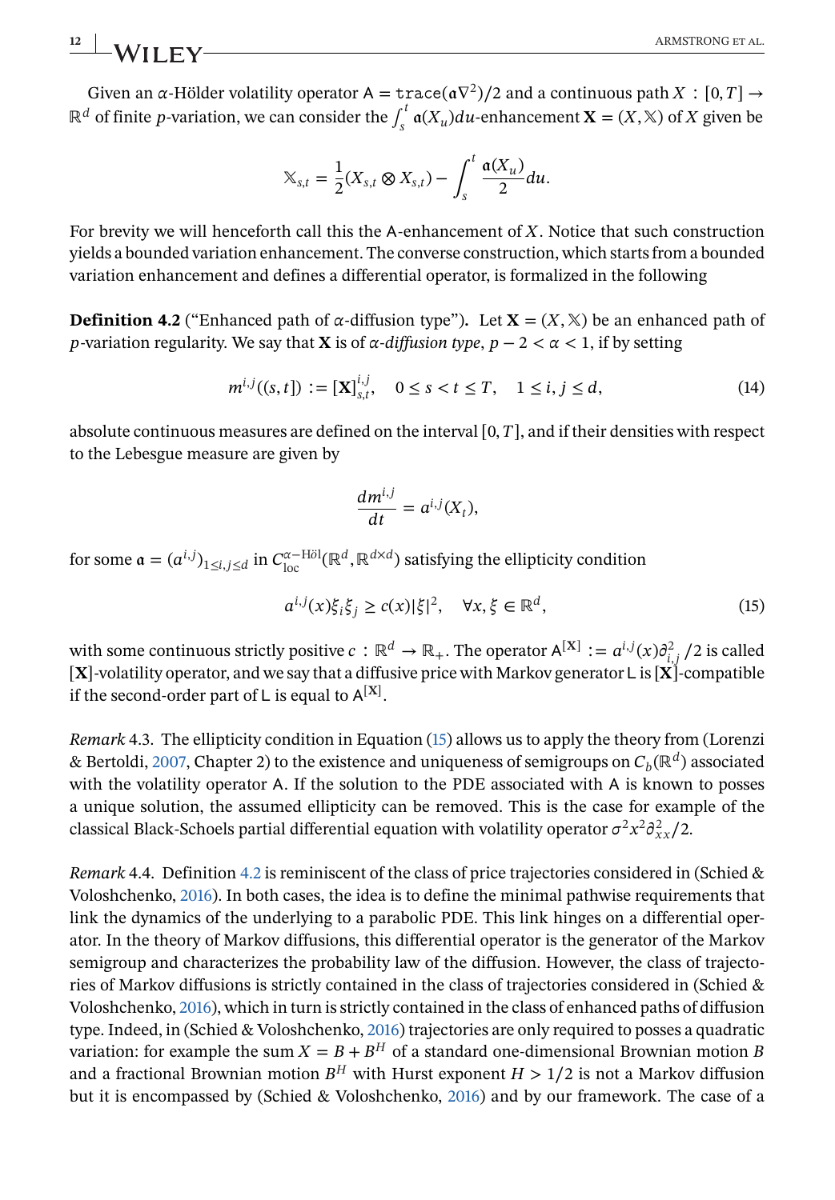Given an $\alpha$-Hölder volatility operator $\mathsf{A} = \mathtt{trace}(\mathfrak{a}\nabla^2)/2$ and a continuous path $X : [0,T] \to \mathbb{R}^d$ of finite $p$-variation, we can consider the $\int_s^t \mathfrak{a}(X_u)du$-enhancement $\mathbf{X} = (X, \mathbb{X})$ of $X$ given be

$$\mathbb{X}_{s,t} = \frac{1}{2}(X_{s,t} \otimes X_{s,t}) - \int_s^t \frac{\mathfrak{a}(X_u)}{2} du.$$

For brevity we will henceforth call this the $\mathsf{A}$-enhancement of $X$. Notice that such construction yields a bounded variation enhancement. The converse construction, which starts from a bounded variation enhancement and defines a differential operator, is formalized in the following

**Definition 4.2** ("Enhanced path of $\alpha$-diffusion type"). Let $\mathbf{X} = (X, \mathbb{X})$ be an enhanced path of $p$-variation regularity. We say that $\mathbf{X}$ is of *$\alpha$-diffusion type*, $p - 2 < \alpha < 1$, if by setting

$$m^{i,j}((s,t]) := [\mathbf{X}]^{i,j}_{s,t}, \quad 0 \le s < t \le T, \quad 1 \le i,j \le d, \tag{14}$$

absolute continuous measures are defined on the interval $[0,T]$, and if their densities with respect to the Lebesgue measure are given by

$$\frac{dm^{i,j}}{dt} = a^{i,j}(X_t),$$

for some $\mathfrak{a} = (a^{i,j})_{1\le i,j\le d}$ in $C^{\alpha-\text{Höl}}_{\text{loc}}(\mathbb{R}^d, \mathbb{R}^{d\times d})$ satisfying the ellipticity condition

$$a^{i,j}(x)\xi_i\xi_j \ge c(x)|\xi|^2, \quad \forall x, \xi \in \mathbb{R}^d, \tag{15}$$

with some continuous strictly positive $c : \mathbb{R}^d \to \mathbb{R}_+$. The operator $\mathsf{A}^{[\mathbf{X}]} := a^{i,j}(x)\partial^2_{i,j}/2$ is called $[\mathbf{X}]$-volatility operator, and we say that a diffusive price with Markov generator $\mathsf{L}$ is $[\mathbf{X}]$-compatible if the second-order part of $\mathsf{L}$ is equal to $\mathsf{A}^{[\mathbf{X}]}$.

*Remark* 4.3. The ellipticity condition in Equation (15) allows us to apply the theory from (Lorenzi & Bertoldi, 2007, Chapter 2) to the existence and uniqueness of semigroups on $C_b(\mathbb{R}^d)$ associated with the volatility operator $\mathsf{A}$. If the solution to the PDE associated with $\mathsf{A}$ is known to posses a unique solution, the assumed ellipticity can be removed. This is the case for example of the classical Black-Schoels partial differential equation with volatility operator $\sigma^2 x^2 \partial^2_{xx}/2$.

*Remark* 4.4. Definition 4.2 is reminiscent of the class of price trajectories considered in (Schied & Voloshchenko, 2016). In both cases, the idea is to define the minimal pathwise requirements that link the dynamics of the underlying to a parabolic PDE. This link hinges on a differential operator. In the theory of Markov diffusions, this differential operator is the generator of the Markov semigroup and characterizes the probability law of the diffusion. However, the class of trajectories of Markov diffusions is strictly contained in the class of trajectories considered in (Schied & Voloshchenko, 2016), which in turn is strictly contained in the class of enhanced paths of diffusion type. Indeed, in (Schied & Voloshchenko, 2016) trajectories are only required to posses a quadratic variation: for example the sum $X = B + B^H$ of a standard one-dimensional Brownian motion $B$ and a fractional Brownian motion $B^H$ with Hurst exponent $H > 1/2$ is not a Markov diffusion but it is encompassed by (Schied & Voloshchenko, 2016) and by our framework. The case of a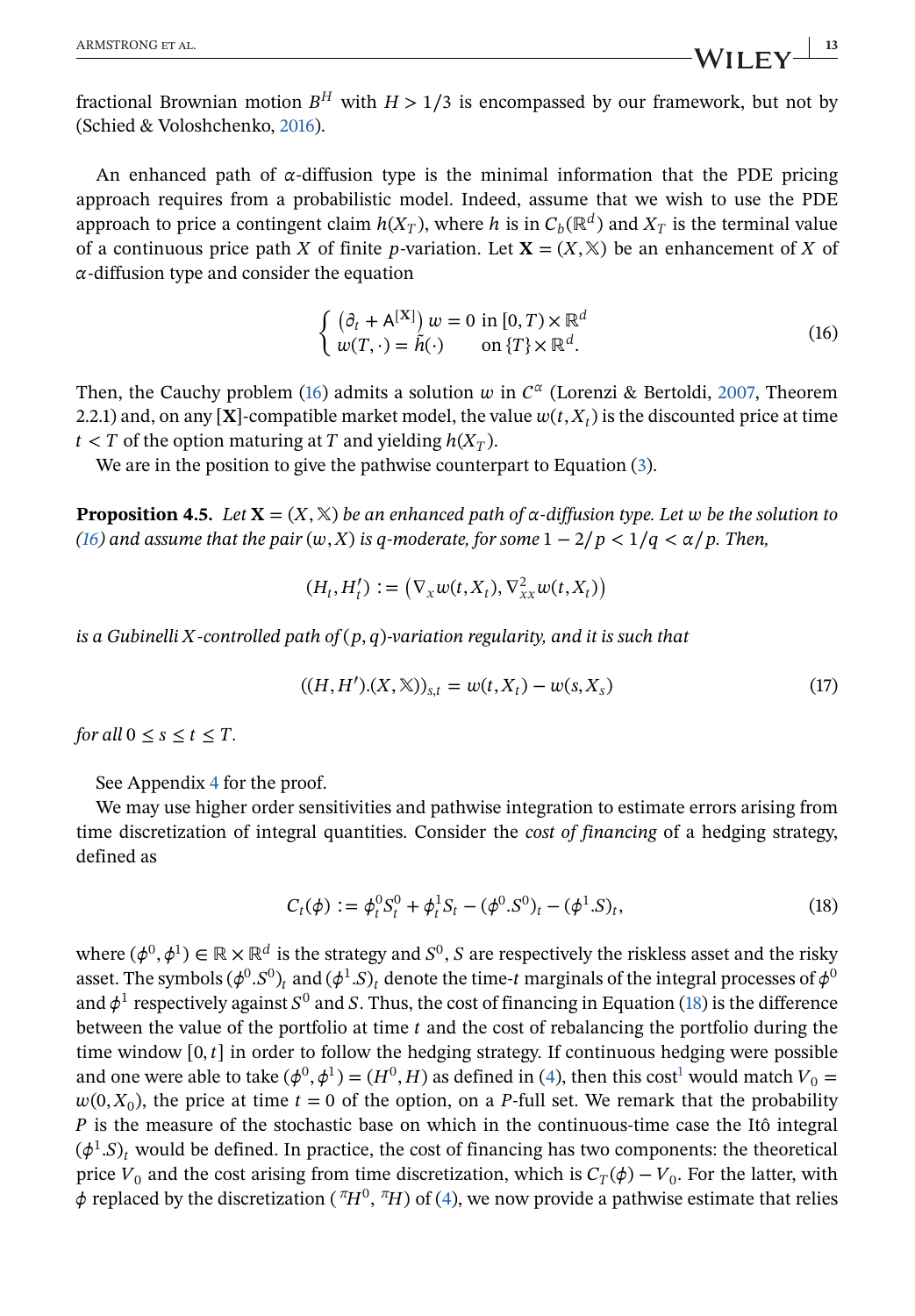fractional Brownian motion $B^H$ with $H > 1/3$ is encompassed by our framework, but not by (Schied & Voloshchenko, 2016).

An enhanced path of $\alpha$-diffusion type is the minimal information that the PDE pricing approach requires from a probabilistic model. Indeed, assume that we wish to use the PDE approach to price a contingent claim $h(X_T)$, where $h$ is in $C_b(\mathbb{R}^d)$ and $X_T$ is the terminal value of a continuous price path $X$ of finite $p$-variation. Let $\mathbf{X} = (X, \mathbb{X})$ be an enhancement of $X$ of $\alpha$-diffusion type and consider the equation

$$
\begin{cases} \left(\partial_t + \mathsf{A}^{[\mathbf{X}]}\right) w = 0 \text{ in } [0,T) \times \mathbb{R}^d \\ w(T, \cdot) = \tilde{h}(\cdot) \qquad \text{on } \{T\} \times \mathbb{R}^d. \end{cases} \tag{16}
$$

Then, the Cauchy problem (16) admits a solution $w$ in $C^\alpha$ (Lorenzi & Bertoldi, 2007, Theorem 2.2.1) and, on any $[\mathbf{X}]$-compatible market model, the value $w(t, X_t)$ is the discounted price at time $t < T$ of the option maturing at $T$ and yielding $h(X_T)$.

We are in the position to give the pathwise counterpart to Equation (3).

**Proposition 4.5.** *Let $\mathbf{X} = (X, \mathbb{X})$ be an enhanced path of $\alpha$-diffusion type. Let $w$ be the solution to (16) and assume that the pair $(w, X)$ is $q$-moderate, for some $1 - 2/p < 1/q < \alpha/p$. Then,*

$$
(H_t, H'_t) := \left(\nabla_x w(t, X_t), \nabla^2_{xx} w(t, X_t)\right)
$$

*is a Gubinelli $X$-controlled path of $(p, q)$-variation regularity, and it is such that*

$$
((H, H').(X, \mathbb{X}))_{s,t} = w(t, X_t) - w(s, X_s) \tag{17}
$$

*for all $0 \le s \le t \le T$.*

See Appendix 4 for the proof.

We may use higher order sensitivities and pathwise integration to estimate errors arising from time discretization of integral quantities. Consider the *cost of financing* of a hedging strategy, defined as

$$
C_t(\phi) := \phi^0_t S^0_t + \phi^1_t S_t - (\phi^0.S^0)_t - (\phi^1.S)_t, \tag{18}
$$

where $(\phi^0, \phi^1) \in \mathbb{R} \times \mathbb{R}^d$ is the strategy and $S^0$, $S$ are respectively the riskless asset and the risky asset. The symbols $(\phi^0.S^0)_t$ and $(\phi^1.S)_t$ denote the time-$t$ marginals of the integral processes of $\phi^0$ and $\phi^1$ respectively against $S^0$ and $S$. Thus, the cost of financing in Equation (18) is the difference between the value of the portfolio at time $t$ and the cost of rebalancing the portfolio during the time window $[0, t]$ in order to follow the hedging strategy. If continuous hedging were possible and one were able to take $(\phi^0, \phi^1) = (H^0, H)$ as defined in (4), then this cost[1] would match $V_0 = w(0, X_0)$, the price at time $t = 0$ of the option, on a $P$-full set. We remark that the probability $P$ is the measure of the stochastic base on which in the continuous-time case the Itô integral $(\phi^1.S)_t$ would be defined. In practice, the cost of financing has two components: the theoretical price $V_0$ and the cost arising from time discretization, which is $C_T(\phi) - V_0$. For the latter, with $\phi$ replaced by the discretization $({}^{\pi}H^0, {}^{\pi}H)$ of (4), we now provide a pathwise estimate that relies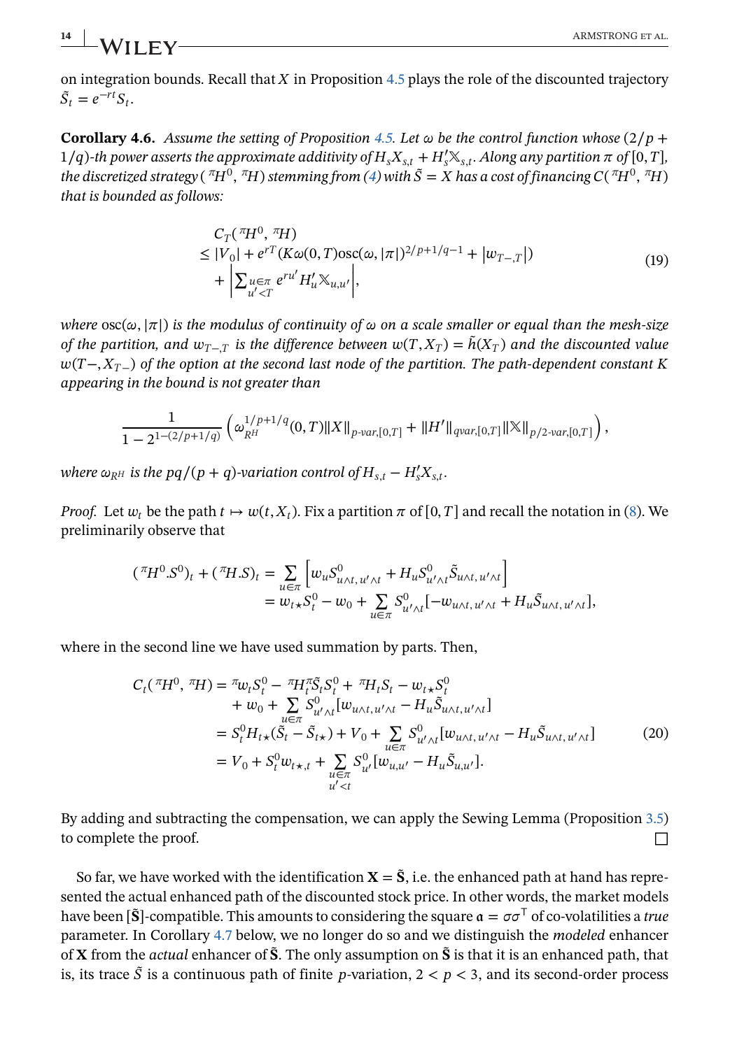on integration bounds. Recall that $X$ in Proposition 4.5 plays the role of the discounted trajectory $\tilde{S}_t = e^{-rt}S_t$.

**Corollary 4.6.** *Assume the setting of Proposition 4.5. Let $\omega$ be the control function whose $(2/p + 1/q)$-th power asserts the approximate additivity of $H_s X_{s,t} + H'_s \mathbb{X}_{s,t}$. Along any partition $\pi$ of $[0,T]$, the discretized strategy $({}^{\pi}H^0, {}^{\pi}H)$ stemming from (4) with $\tilde{S} = X$ has a cost of financing $C({}^{\pi}H^0, {}^{\pi}H)$ that is bounded as follows:*

$$
\begin{aligned}
&C_T({}^{\pi}H^0, {}^{\pi}H) \\
&\leq |V_0| + e^{rT}(K\omega(0,T)\mathrm{osc}(\omega, |\pi|)^{2/p+1/q-1} + |w_{T-,T}|) \\
&\quad + \left| \sum_{\substack{u\in\pi \\ u'<T}} e^{ru'} H'_u \mathbb{X}_{u,u'} \right|,
\end{aligned}
\tag{19}
$$

*where $\mathrm{osc}(\omega, |\pi|)$ is the modulus of continuity of $\omega$ on a scale smaller or equal than the mesh-size of the partition, and $w_{T-,T}$ is the difference between $w(T, X_T) = \tilde{h}(X_T)$ and the discounted value $w(T-, X_{T-})$ of the option at the second last node of the partition. The path-dependent constant $K$ appearing in the bound is not greater than*

$$
\frac{1}{1 - 2^{1-(2/p+1/q)}} \left( \omega_{R^H}^{1/p+1/q}(0,T) \|X\|_{p\text{-}var,[0,T]} + \|H'\|_{qvar,[0,T]} \|\mathbb{X}\|_{p/2\text{-}var,[0,T]} \right),
$$

*where $\omega_{R^H}$ is the $pq/(p+q)$-variation control of $H_{s,t} - H'_s X_{s,t}$.*

*Proof.* Let $w_t$ be the path $t \mapsto w(t, X_t)$. Fix a partition $\pi$ of $[0,T]$ and recall the notation in (8). We preliminarily observe that

$$
\begin{aligned}
({}^{\pi}H^0.S^0)_t + ({}^{\pi}H.S)_t &= \sum_{u\in\pi} \left[ w_u S^0_{u\wedge t, u'\wedge t} + H_u S^0_{u'\wedge t} \tilde{S}_{u\wedge t, u'\wedge t} \right] \\
&= w_{t\star} S^0_t - w_0 + \sum_{u\in\pi} S^0_{u'\wedge t} [-w_{u\wedge t, u'\wedge t} + H_u \tilde{S}_{u\wedge t, u'\wedge t}],
\end{aligned}
$$

where in the second line we have used summation by parts. Then,

$$
\begin{aligned}
C_t({}^{\pi}H^0, {}^{\pi}H) &= {}^{\pi}w_t S^0_t - {}^{\pi}H^{\pi}_t \tilde{S}_t S^0_t + {}^{\pi}H_t S_t - w_{t\star} S^0_t \\
&\quad + w_0 + \sum_{u\in\pi} S^0_{u'\wedge t} [w_{u\wedge t, u'\wedge t} - H_u \tilde{S}_{u\wedge t, u'\wedge t}] \\
&= S^0_t H_{t\star}(\tilde{S}_t - \tilde{S}_{t\star}) + V_0 + \sum_{u\in\pi} S^0_{u'\wedge t} [w_{u\wedge t, u'\wedge t} - H_u \tilde{S}_{u\wedge t, u'\wedge t}] \\
&= V_0 + S^0_t w_{t\star, t} + \sum_{\substack{u\in\pi \\ u'<t}} S^0_{u'} [w_{u,u'} - H_u \tilde{S}_{u,u'}].
\end{aligned}
\tag{20}
$$

By adding and subtracting the compensation, we can apply the Sewing Lemma (Proposition 3.5) to complete the proof. $\square$

So far, we have worked with the identification $\mathbf{X} = \tilde{\mathbf{S}}$, i.e. the enhanced path at hand has represented the actual enhanced path of the discounted stock price. In other words, the market models have been $[\tilde{\mathbf{S}}]$-compatible. This amounts to considering the square $\mathfrak{a} = \sigma\sigma^{\top}$ of co-volatilities a *true* parameter. In Corollary 4.7 below, we no longer do so and we distinguish the *modeled* enhancer of $\mathbf{X}$ from the *actual* enhancer of $\tilde{\mathbf{S}}$. The only assumption on $\tilde{\mathbf{S}}$ is that it is an enhanced path, that is, its trace $\tilde{S}$ is a continuous path of finite $p$-variation, $2 < p < 3$, and its second-order process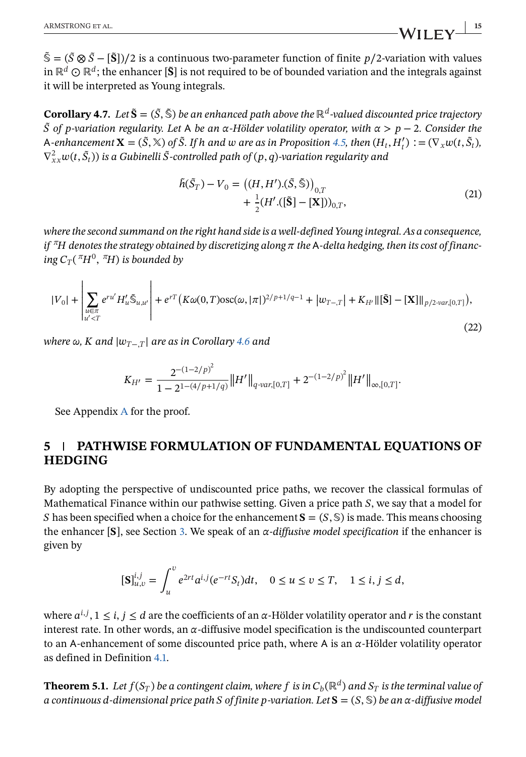$\tilde{\mathbb{S}} = (\tilde{S} \otimes \tilde{S} - [\tilde{\mathbf{S}}])/2$ is a continuous two-parameter function of finite $p/2$-variation with values in $\mathbb{R}^d \odot \mathbb{R}^d$; the enhancer $[\tilde{\mathbf{S}}]$ is not required to be of bounded variation and the integrals against it will be interpreted as Young integrals.

**Corollary 4.7.** *Let $\tilde{\mathbf{S}} = (\tilde{S}, \tilde{\mathbb{S}})$ be an enhanced path above the $\mathbb{R}^d$-valued discounted price trajectory $\tilde{S}$ of $p$-variation regularity. Let $\mathsf{A}$ be an $\alpha$-Hölder volatility operator, with $\alpha > p - 2$. Consider the $\mathsf{A}$-enhancement $\mathbf{X} = (\tilde{S}, \mathbb{X})$ of $\tilde{S}$. If $h$ and $w$ are as in Proposition 4.5, then $(H_t, H'_t) := (\nabla_x w(t, \tilde{S}_t), \nabla^2_{xx} w(t, \tilde{S}_t))$ is a Gubinelli $\tilde{S}$-controlled path of $(p, q)$-variation regularity and*

$$
\begin{aligned}
\tilde{h}(\tilde{S}_T) - V_0 = &\left((H, H').(\tilde{S}, \tilde{\mathbb{S}})\right)_{0,T} \\
&+ \tfrac{1}{2}(H'.([\tilde{\mathbf{S}}] - [\mathbf{X}]))_{0,T},
\end{aligned}
\tag{21}
$$

*where the second summand on the right hand side is a well-defined Young integral. As a consequence, if ${}^{\pi}H$ denotes the strategy obtained by discretizing along $\pi$ the $\mathsf{A}$-delta hedging, then its cost of financing $C_T({}^{\pi}H^0, {}^{\pi}H)$ is bounded by*

$$
|V_0| + \left| \sum_{\substack{u \in \pi \\ u' < T}} e^{ru'} H'_u \tilde{\mathbb{S}}_{u,u'} \right| + e^{rT}\left(K\omega(0,T)\mathrm{osc}(\omega, |\pi|)^{2/p+1/q-1} + |w_{T-,T}| + K_{H'} \|[\tilde{\mathbf{S}}] - [\mathbf{X}]\|_{p/2\text{-}var,[0,T]}\right),
\tag{22}
$$

*where $\omega$, $K$ and $|w_{T-,T}|$ are as in Corollary 4.6 and*

$$
K_{H'} = \frac{2^{-(1-2/p)^2}}{1 - 2^{1-(4/p+1/q)}} \|H'\|_{q\text{-}var,[0,T]} + 2^{-(1-2/p)^2} \|H'\|_{\infty,[0,T]}.
$$

See Appendix A for the proof.

## 5 | PATHWISE FORMULATION OF FUNDAMENTAL EQUATIONS OF HEDGING

By adopting the perspective of undiscounted price paths, we recover the classical formulas of Mathematical Finance within our pathwise setting. Given a price path $S$, we say that a model for $S$ has been specified when a choice for the enhancement $\mathbf{S} = (S, \mathbb{S})$ is made. This means choosing the enhancer $[\mathbf{S}]$, see Section 3. We speak of an *$\alpha$-diffusive model specification* if the enhancer is given by

$$
[\mathbf{S}]^{i,j}_{u,v} = \int_u^v e^{2rt} a^{i,j}(e^{-rt} S_t) dt, \quad 0 \le u \le v \le T, \quad 1 \le i, j \le d,
$$

where $a^{i,j}, 1 \le i, j \le d$ are the coefficients of an $\alpha$-Hölder volatility operator and $r$ is the constant interest rate. In other words, an $\alpha$-diffusive model specification is the undiscounted counterpart to an $\mathsf{A}$-enhancement of some discounted price path, where $\mathsf{A}$ is an $\alpha$-Hölder volatility operator as defined in Definition 4.1.

**Theorem 5.1.** *Let $f(S_T)$ be a contingent claim, where $f$ is in $C_b(\mathbb{R}^d)$ and $S_T$ is the terminal value of a continuous $d$-dimensional price path $S$ of finite $p$-variation. Let $\mathbf{S} = (S, \mathbb{S})$ be an $\alpha$-diffusive model*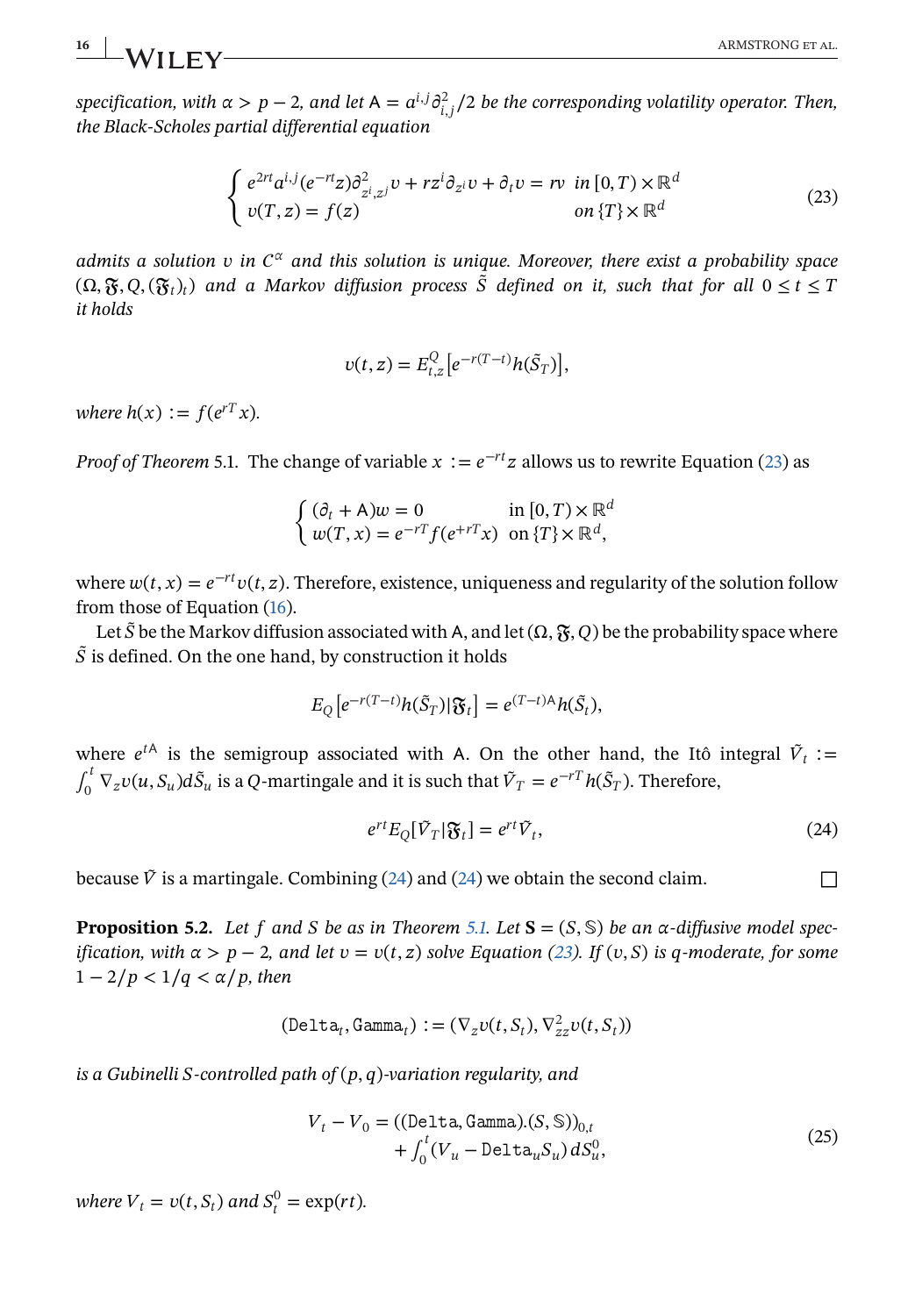*specification, with $\alpha > p-2$, and let $\mathsf{A} = a^{i,j}\partial^2_{i,j}/2$ be the corresponding volatility operator. Then, the Black-Scholes partial differential equation*

$$
\begin{cases} e^{2rt}a^{i,j}(e^{-rt}z)\partial^2_{z^i,z^j}v + rz^i\partial_{z^i}v + \partial_t v = rv & \text{in } [0,T)\times\mathbb{R}^d \\ v(T,z) = f(z) & \text{on } \{T\}\times\mathbb{R}^d \end{cases} \tag{23}
$$

*admits a solution $v$ in $C^\alpha$ and this solution is unique. Moreover, there exist a probability space $(\Omega, \mathfrak{F}, Q, (\mathfrak{F}_t)_t)$ and a Markov diffusion process $\tilde{S}$ defined on it, such that for all $0 \le t \le T$ it holds*

$$
v(t,z) = E^Q_{t,z}\left[e^{-r(T-t)}h(\tilde{S}_T)\right],
$$

*where $h(x) := f(e^{rT}x)$.*

*Proof of Theorem* 5.1. The change of variable $x := e^{-rt}z$ allows us to rewrite Equation (23) as

$$
\begin{cases} (\partial_t + \mathsf{A})w = 0 & \text{in } [0,T)\times\mathbb{R}^d \\ w(T,x) = e^{-rT}f(e^{+rT}x) & \text{on } \{T\}\times\mathbb{R}^d, \end{cases}
$$

where $w(t,x) = e^{-rt}v(t,z)$. Therefore, existence, uniqueness and regularity of the solution follow from those of Equation (16).

Let $\tilde{S}$ be the Markov diffusion associated with $\mathsf{A}$, and let $(\Omega, \mathfrak{F}, Q)$ be the probability space where $\tilde{S}$ is defined. On the one hand, by construction it holds

$$
E_Q\left[e^{-r(T-t)}h(\tilde{S}_T)|\mathfrak{F}_t\right] = e^{(T-t)\mathsf{A}}h(\tilde{S}_t),
$$

where $e^{t\mathsf{A}}$ is the semigroup associated with $\mathsf{A}$. On the other hand, the Itô integral $\tilde{V}_t := \int_0^t \nabla_z v(u, S_u)d\tilde{S}_u$ is a $Q$-martingale and it is such that $\tilde{V}_T = e^{-rT}h(\tilde{S}_T)$. Therefore,

$$
e^{rt}E_Q[\tilde{V}_T|\mathfrak{F}_t] = e^{rt}\tilde{V}_t, \tag{24}
$$

because $\tilde{V}$ is a martingale. Combining (24) and (24) we obtain the second claim. $\square$

**Proposition 5.2.** *Let $f$ and $S$ be as in Theorem 5.1. Let $\mathbf{S} = (S, \mathbb{S})$ be an $\alpha$-diffusive model specification, with $\alpha > p-2$, and let $v = v(t,z)$ solve Equation (23). If $(v, S)$ is $q$-moderate, for some $1 - 2/p < 1/q < \alpha/p$, then*

$$
(\mathtt{Delta}_t, \mathtt{Gamma}_t) := (\nabla_z v(t, S_t), \nabla^2_{zz}v(t,S_t))
$$

*is a Gubinelli $S$-controlled path of $(p,q)$-variation regularity, and*

$$
\begin{aligned} V_t - V_0 = {} & ((\mathtt{Delta}, \mathtt{Gamma}).(S, \mathbb{S}))_{0,t} \\ & + \int_0^t (V_u - \mathtt{Delta}_u S_u)\, dS^0_u, \end{aligned} \tag{25}
$$

*where $V_t = v(t, S_t)$ and $S^0_t = \exp(rt)$.*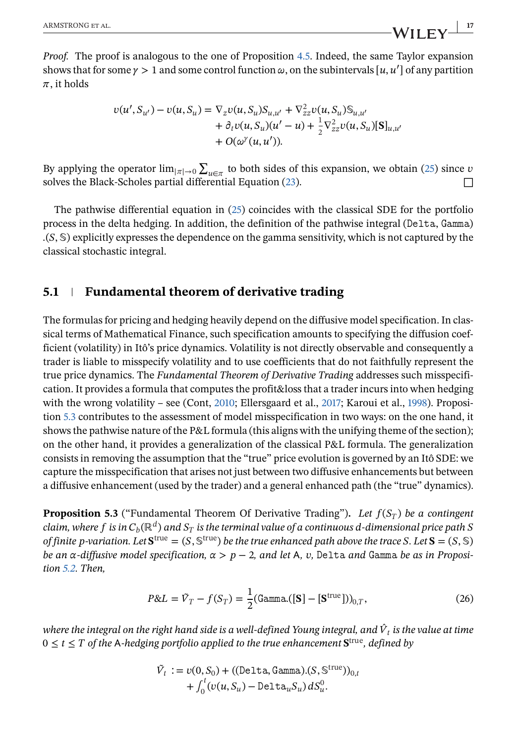*Proof.* The proof is analogous to the one of Proposition 4.5. Indeed, the same Taylor expansion shows that for some $\gamma > 1$ and some control function $\omega$, on the subintervals $[u, u']$ of any partition $\pi$, it holds

$$
\begin{aligned}
v(u', S_{u'}) - v(u, S_u) = \; & \nabla_z v(u, S_u) S_{u,u'} + \nabla^2_{zz} v(u, S_u) \mathbb{S}_{u,u'} \\
& + \partial_t v(u, S_u)(u' - u) + \tfrac{1}{2} \nabla^2_{zz} v(u, S_u)[\mathbf{S}]_{u,u'} \\
& + O(\omega^\gamma(u, u')).
\end{aligned}
$$

By applying the operator $\lim_{|\pi| \to 0} \sum_{u \in \pi}$ to both sides of this expansion, we obtain (25) since $v$ solves the Black-Scholes partial differential Equation (23). ☐

The pathwise differential equation in (25) coincides with the classical SDE for the portfolio process in the delta hedging. In addition, the definition of the pathwise integral $(\texttt{Delta}, \texttt{Gamma}).(S, \mathbb{S})$ explicitly expresses the dependence on the gamma sensitivity, which is not captured by the classical stochastic integral.

## 5.1 Fundamental theorem of derivative trading

The formulas for pricing and hedging heavily depend on the diffusive model specification. In classical terms of Mathematical Finance, such specification amounts to specifying the diffusion coefficient (volatility) in Itô's price dynamics. Volatility is not directly observable and consequently a trader is liable to misspecify volatility and to use coefficients that do not faithfully represent the true price dynamics. The *Fundamental Theorem of Derivative Trading* addresses such misspecification. It provides a formula that computes the profit&loss that a trader incurs into when hedging with the wrong volatility – see (Cont, 2010; Ellersgaard et al., 2017; Karoui et al., 1998). Proposition 5.3 contributes to the assessment of model misspecification in two ways: on the one hand, it shows the pathwise nature of the P&L formula (this aligns with the unifying theme of the section); on the other hand, it provides a generalization of the classical P&L formula. The generalization consists in removing the assumption that the "true" price evolution is governed by an Itô SDE: we capture the misspecification that arises not just between two diffusive enhancements but between a diffusive enhancement (used by the trader) and a general enhanced path (the "true" dynamics).

**Proposition 5.3** ("Fundamental Theorem Of Derivative Trading")**.** *Let $f(S_T)$ be a contingent claim, where $f$ is in $C_b(\mathbb{R}^d)$ and $S_T$ is the terminal value of a continuous $d$-dimensional price path $S$ of finite $p$-variation. Let $\mathbf{S}^{\text{true}} = (S, \mathbb{S}^{\text{true}})$ be the true enhanced path above the trace $S$. Let $\mathbf{S} = (S, \mathbb{S})$ be an $\alpha$-diffusive model specification, $\alpha > p - 2$, and let $\mathsf{A}$, $v$, $\texttt{Delta}$ and $\texttt{Gamma}$ be as in Proposition 5.2. Then,*

$$
P\&L = \tilde{V}_T - f(S_T) = \frac{1}{2} (\texttt{Gamma}.([\mathbf{S}] - [\mathbf{S}^{\text{true}}]))_{0,T}, \tag{26}
$$

*where the integral on the right hand side is a well-defined Young integral, and $\hat{V}_t$ is the value at time $0 \le t \le T$ of the $\mathsf{A}$-hedging portfolio applied to the true enhancement $\mathbf{S}^{\text{true}}$, defined by*

$$
\begin{aligned}
\tilde{V}_t := \; & v(0, S_0) + ((\texttt{Delta}, \texttt{Gamma}).(S, \mathbb{S}^{\text{true}}))_{0,t} \\
& + \int_0^t (v(u, S_u) - \texttt{Delta}_u S_u) \, dS^0_u.
\end{aligned}
$$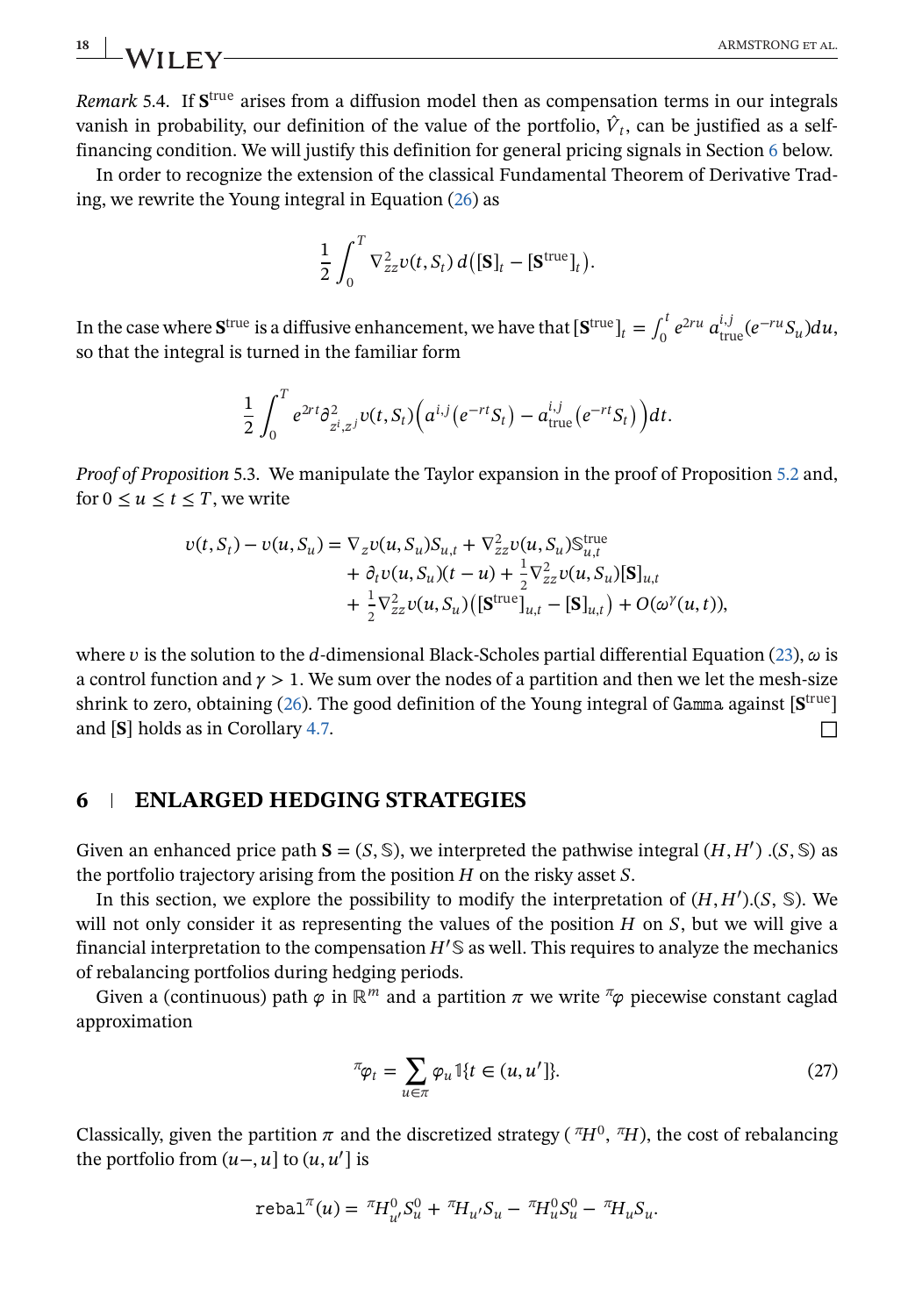*Remark* 5.4. If $\mathbf{S}^{\text{true}}$ arises from a diffusion model then as compensation terms in our integrals vanish in probability, our definition of the value of the portfolio, $\hat{V}_t$, can be justified as a self-financing condition. We will justify this definition for general pricing signals in Section 6 below.

In order to recognize the extension of the classical Fundamental Theorem of Derivative Trading, we rewrite the Young integral in Equation (26) as

$$\frac{1}{2}\int_0^T \nabla^2_{zz} v(t, S_t)\, d\big([\mathbf{S}]_t - [\mathbf{S}^{\text{true}}]_t\big).$$

In the case where $\mathbf{S}^{\text{true}}$ is a diffusive enhancement, we have that $[\mathbf{S}^{\text{true}}]_t = \int_0^t e^{2ru}\, a^{i,j}_{\text{true}}(e^{-ru}S_u)du$, so that the integral is turned in the familiar form

$$\frac{1}{2}\int_0^T e^{2rt}\partial^2_{z^i,z^j} v(t, S_t)\Big(a^{i,j}\big(e^{-rt}S_t\big) - a^{i,j}_{\text{true}}\big(e^{-rt}S_t\big)\Big)dt.$$

*Proof of Proposition* 5.3. We manipulate the Taylor expansion in the proof of Proposition 5.2 and, for $0 \leq u \leq t \leq T$, we write

$$\begin{aligned} v(t, S_t) - v(u, S_u) = {} & \nabla_z v(u, S_u) S_{u,t} + \nabla^2_{zz} v(u, S_u) \mathbb{S}^{\text{true}}_{u,t} \\ & + \partial_t v(u, S_u)(t-u) + \tfrac{1}{2}\nabla^2_{zz} v(u, S_u)[\mathbf{S}]_{u,t} \\ & + \tfrac{1}{2}\nabla^2_{zz} v(u, S_u)\big([\mathbf{S}^{\text{true}}]_{u,t} - [\mathbf{S}]_{u,t}\big) + O(\omega^{\gamma}(u,t)), \end{aligned}$$

where $v$ is the solution to the $d$-dimensional Black-Scholes partial differential Equation (23), $\omega$ is a control function and $\gamma > 1$. We sum over the nodes of a partition and then we let the mesh-size shrink to zero, obtaining (26). The good definition of the Young integral of `Gamma` against $[\mathbf{S}^{\text{true}}]$ and $[\mathbf{S}]$ holds as in Corollary 4.7. $\square$

## 6 | ENLARGED HEDGING STRATEGIES

Given an enhanced price path $\mathbf{S} = (S, \mathbb{S})$, we interpreted the pathwise integral $(H, H').(S, \mathbb{S})$ as the portfolio trajectory arising from the position $H$ on the risky asset $S$.

In this section, we explore the possibility to modify the interpretation of $(H, H').(S, \mathbb{S})$. We will not only consider it as representing the values of the position $H$ on $S$, but we will give a financial interpretation to the compensation $H'\mathbb{S}$ as well. This requires to analyze the mechanics of rebalancing portfolios during hedging periods.

Given a (continuous) path $\varphi$ in $\mathbb{R}^m$ and a partition $\pi$ we write ${}^{\pi}\varphi$ piecewise constant caglad approximation

$$ {}^{\pi}\varphi_t = \sum_{u\in\pi} \varphi_u \mathbb{1}\{t \in (u, u']\}. \tag{27}$$

Classically, given the partition $\pi$ and the discretized strategy $({}^{\pi}H^0, {}^{\pi}H)$, the cost of rebalancing the portfolio from $(u-, u]$ to $(u, u']$ is

$$\texttt{rebal}^{\pi}(u) = {}^{\pi}H^0_{u'} S^0_u + {}^{\pi}H_{u'} S_u - {}^{\pi}H^0_u S^0_u - {}^{\pi}H_u S_u.$$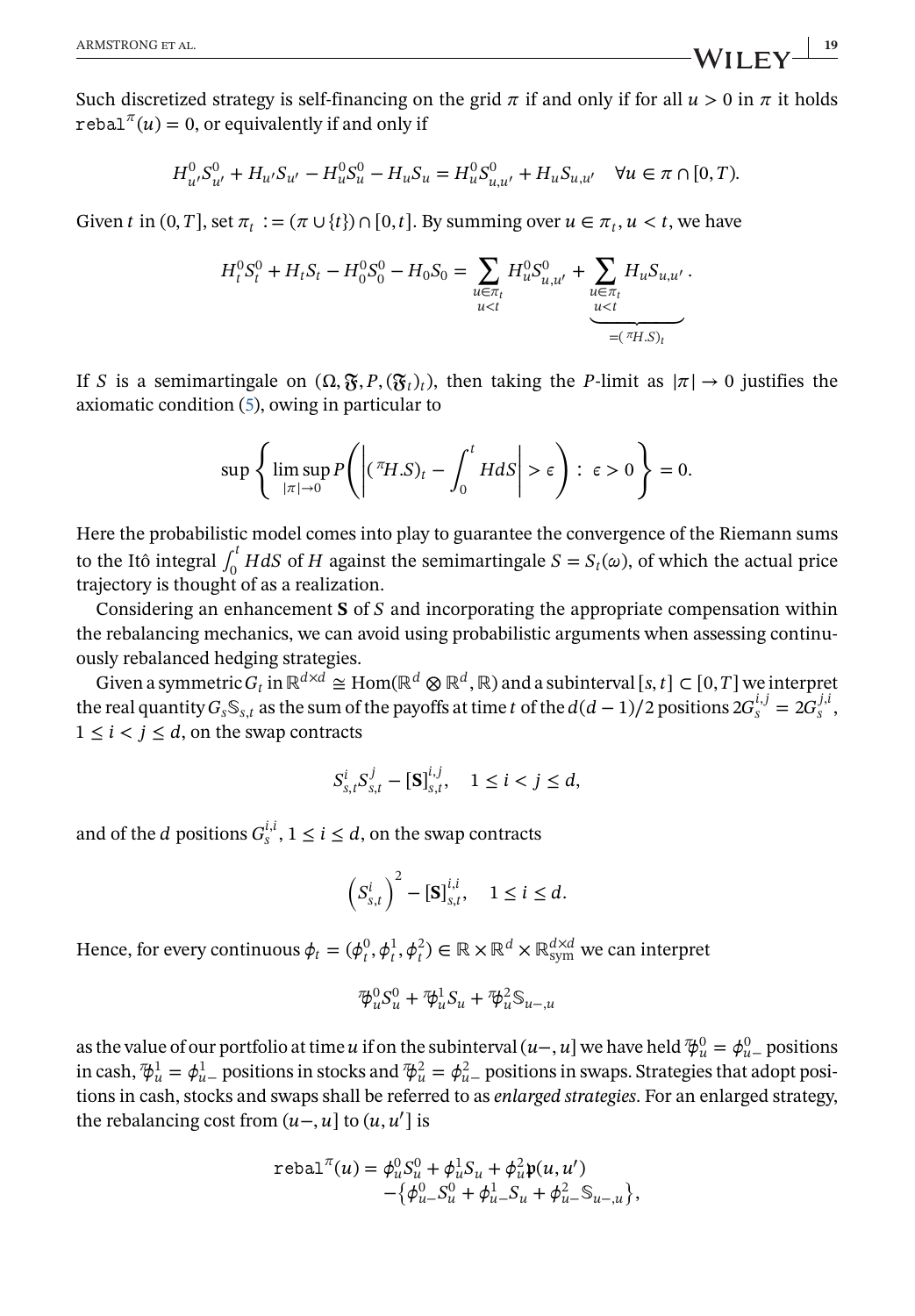Such discretized strategy is self-financing on the grid $\pi$ if and only if for all $u > 0$ in $\pi$ it holds $\mathtt{rebal}^{\pi}(u) = 0$, or equivalently if and only if

$$H^0_{u'}S^0_{u'} + H_{u'}S_{u'} - H^0_u S^0_u - H_u S_u = H^0_u S^0_{u,u'} + H_u S_{u,u'} \quad \forall u \in \pi \cap [0,T).$$

Given $t$ in $(0,T]$, set $\pi_t := (\pi \cup \{t\}) \cap [0,t]$. By summing over $u \in \pi_t$, $u < t$, we have

$$H^0_t S^0_t + H_t S_t - H^0_0 S^0_0 - H_0 S_0 = \sum_{\substack{u \in \pi_t \\ u<t}} H^0_u S^0_{u,u'} + \underbrace{\sum_{\substack{u \in \pi_t \\ u<t}} H_u S_{u,u'}}_{=({}^{\pi}H.S)_t}.$$

If $S$ is a semimartingale on $(\Omega, \mathfrak{F}, P, (\mathfrak{F}_t)_t)$, then taking the $P$-limit as $|\pi| \to 0$ justifies the axiomatic condition (5), owing in particular to

$$\sup\left\{ \limsup_{|\pi|\to 0} P\left( \left| ({}^{\pi}H.S)_t - \int_0^t H dS \right| > \epsilon \right) : \epsilon > 0 \right\} = 0.$$

Here the probabilistic model comes into play to guarantee the convergence of the Riemann sums to the Itô integral $\int_0^t HdS$ of $H$ against the semimartingale $S = S_t(\omega)$, of which the actual price trajectory is thought of as a realization.

Considering an enhancement $\mathbf{S}$ of $S$ and incorporating the appropriate compensation within the rebalancing mechanics, we can avoid using probabilistic arguments when assessing continuously rebalanced hedging strategies.

Given a symmetric $G_t$ in $\mathbb{R}^{d\times d} \cong \mathrm{Hom}(\mathbb{R}^d \otimes \mathbb{R}^d, \mathbb{R})$ and a subinterval $[s,t] \subset [0,T]$ we interpret the real quantity $G_s \mathbb{S}_{s,t}$ as the sum of the payoffs at time $t$ of the $d(d-1)/2$ positions $2G^{i,j}_s = 2G^{j,i}_s$, $1 \le i < j \le d$, on the swap contracts

$$S^i_{s,t} S^j_{s,t} - [\mathbf{S}]^{i,j}_{s,t}, \quad 1 \le i < j \le d,$$

and of the $d$ positions $G^{i,i}_s$, $1 \le i \le d$, on the swap contracts

$$\left(S^i_{s,t}\right)^2 - [\mathbf{S}]^{i,i}_{s,t}, \quad 1 \le i \le d.$$

Hence, for every continuous $\phi_t = (\phi^0_t, \phi^1_t, \phi^2_t) \in \mathbb{R} \times \mathbb{R}^d \times \mathbb{R}^{d\times d}_{\mathrm{sym}}$ we can interpret

$$\overline{\phi}^0_u S^0_u + \overline{\phi}^1_u S_u + \overline{\phi}^2_u \mathbb{S}_{u-,u}$$

as the value of our portfolio at time $u$ if on the subinterval $(u-, u]$ we have held $\overline{\phi}^0_u = \phi^0_{u-}$ positions in cash, $\overline{\phi}^1_u = \phi^1_{u-}$ positions in stocks and $\overline{\phi}^2_u = \phi^2_{u-}$ positions in swaps. Strategies that adopt positions in cash, stocks and swaps shall be referred to as *enlarged strategies*. For an enlarged strategy, the rebalancing cost from $(u-, u]$ to $(u, u']$ is

$$\begin{aligned}\mathtt{rebal}^{\pi}(u) = {} & \phi^0_u S^0_u + \phi^1_u S_u + \phi^2_u \mathfrak{p}(u,u') \\ & - \left\{ \phi^0_{u-} S^0_u + \phi^1_{u-} S_u + \phi^2_{u-} \mathbb{S}_{u-,u} \right\},\end{aligned}$$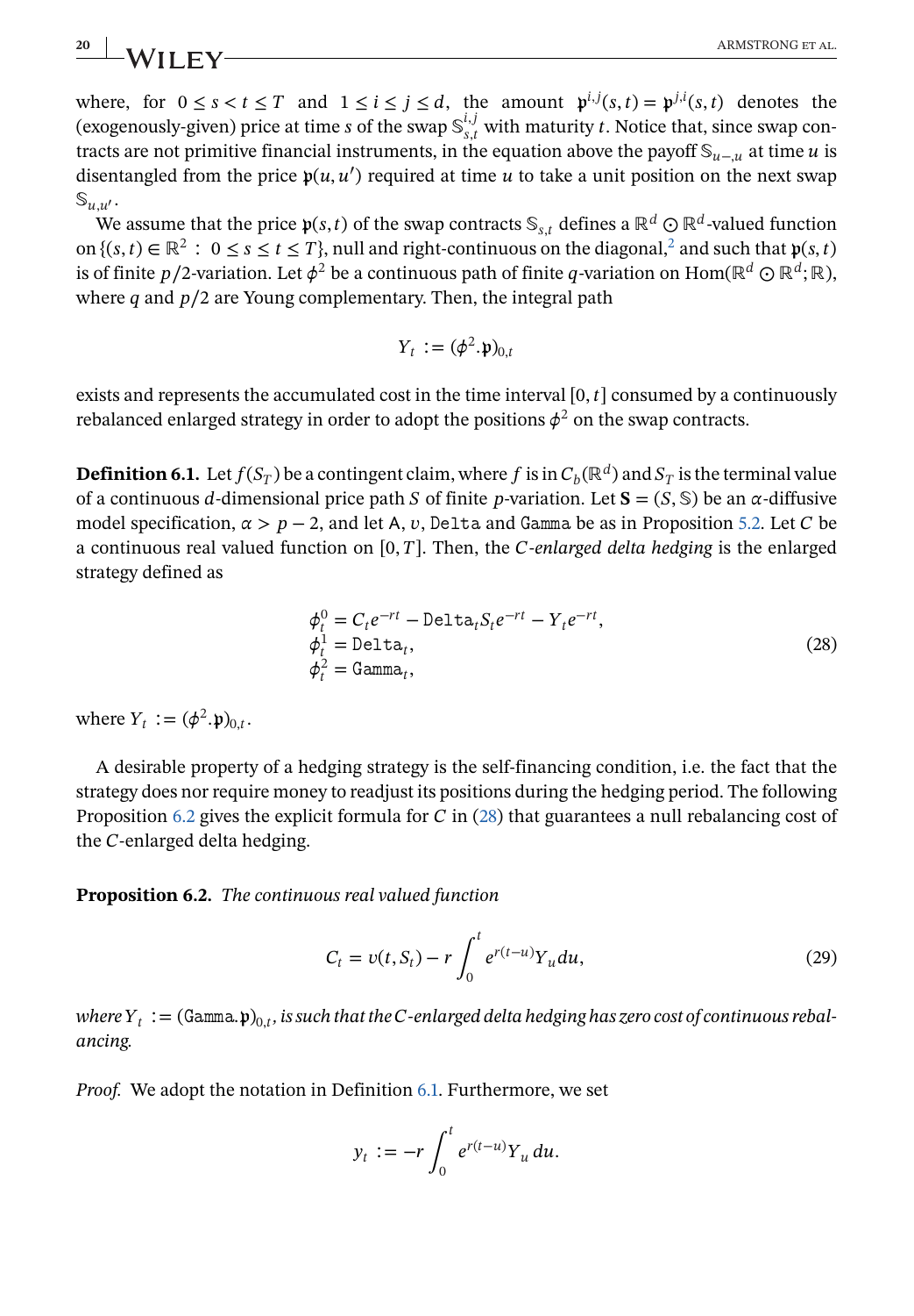where, for $0 \le s < t \le T$ and $1 \le i \le j \le d$, the amount $\mathfrak{p}^{i,j}(s,t) = \mathfrak{p}^{j,i}(s,t)$ denotes the (exogenously-given) price at time $s$ of the swap $\mathbb{S}^{i,j}_{s,t}$ with maturity $t$. Notice that, since swap contracts are not primitive financial instruments, in the equation above the payoff $\mathbb{S}_{u-,u}$ at time $u$ is disentangled from the price $\mathfrak{p}(u,u')$ required at time $u$ to take a unit position on the next swap $\mathbb{S}_{u,u'}$.

We assume that the price $\mathfrak{p}(s,t)$ of the swap contracts $\mathbb{S}_{s,t}$ defines a $\mathbb{R}^d \odot \mathbb{R}^d$-valued function on $\{(s,t) \in \mathbb{R}^2 : 0 \le s \le t \le T\}$, null and right-continuous on the diagonal,[2] and such that $\mathfrak{p}(s,t)$ is of finite $p/2$-variation. Let $\phi^2$ be a continuous path of finite $q$-variation on $\mathrm{Hom}(\mathbb{R}^d \odot \mathbb{R}^d; \mathbb{R})$, where $q$ and $p/2$ are Young complementary. Then, the integral path

$$
Y_t := (\phi^2 . \mathfrak{p})_{0,t}
$$

exists and represents the accumulated cost in the time interval $[0,t]$ consumed by a continuously rebalanced enlarged strategy in order to adopt the positions $\phi^2$ on the swap contracts.

**Definition 6.1.** Let $f(S_T)$ be a contingent claim, where $f$ is in $C_b(\mathbb{R}^d)$ and $S_T$ is the terminal value of a continuous $d$-dimensional price path $S$ of finite $p$-variation. Let $\mathbf{S} = (S, \mathbb{S})$ be an $\alpha$-diffusive model specification, $\alpha > p-2$, and let $\mathtt{A}$, $v$, $\mathtt{Delta}$ and $\mathtt{Gamma}$ be as in Proposition 5.2. Let $C$ be a continuous real valued function on $[0,T]$. Then, the *C-enlarged delta hedging* is the enlarged strategy defined as

$$
\begin{aligned}
\phi^0_t &= C_t e^{-rt} - \mathtt{Delta}_t S_t e^{-rt} - Y_t e^{-rt}, \\
\phi^1_t &= \mathtt{Delta}_t, \\
\phi^2_t &= \mathtt{Gamma}_t,
\end{aligned}
\tag{28}
$$

where $Y_t := (\phi^2 . \mathfrak{p})_{0,t}$.

A desirable property of a hedging strategy is the self-financing condition, i.e. the fact that the strategy does nor require money to readjust its positions during the hedging period. The following Proposition 6.2 gives the explicit formula for $C$ in (28) that guarantees a null rebalancing cost of the $C$-enlarged delta hedging.

**Proposition 6.2.** *The continuous real valued function*

$$
C_t = v(t, S_t) - r \int_0^t e^{r(t-u)} Y_u \, du,
\tag{29}
$$

*where* $Y_t := (\mathtt{Gamma} . \mathfrak{p})_{0,t}$*, is such that the C-enlarged delta hedging has zero cost of continuous rebalancing.*

*Proof.* We adopt the notation in Definition 6.1. Furthermore, we set

$$
y_t := -r \int_0^t e^{r(t-u)} Y_u \, du.
$$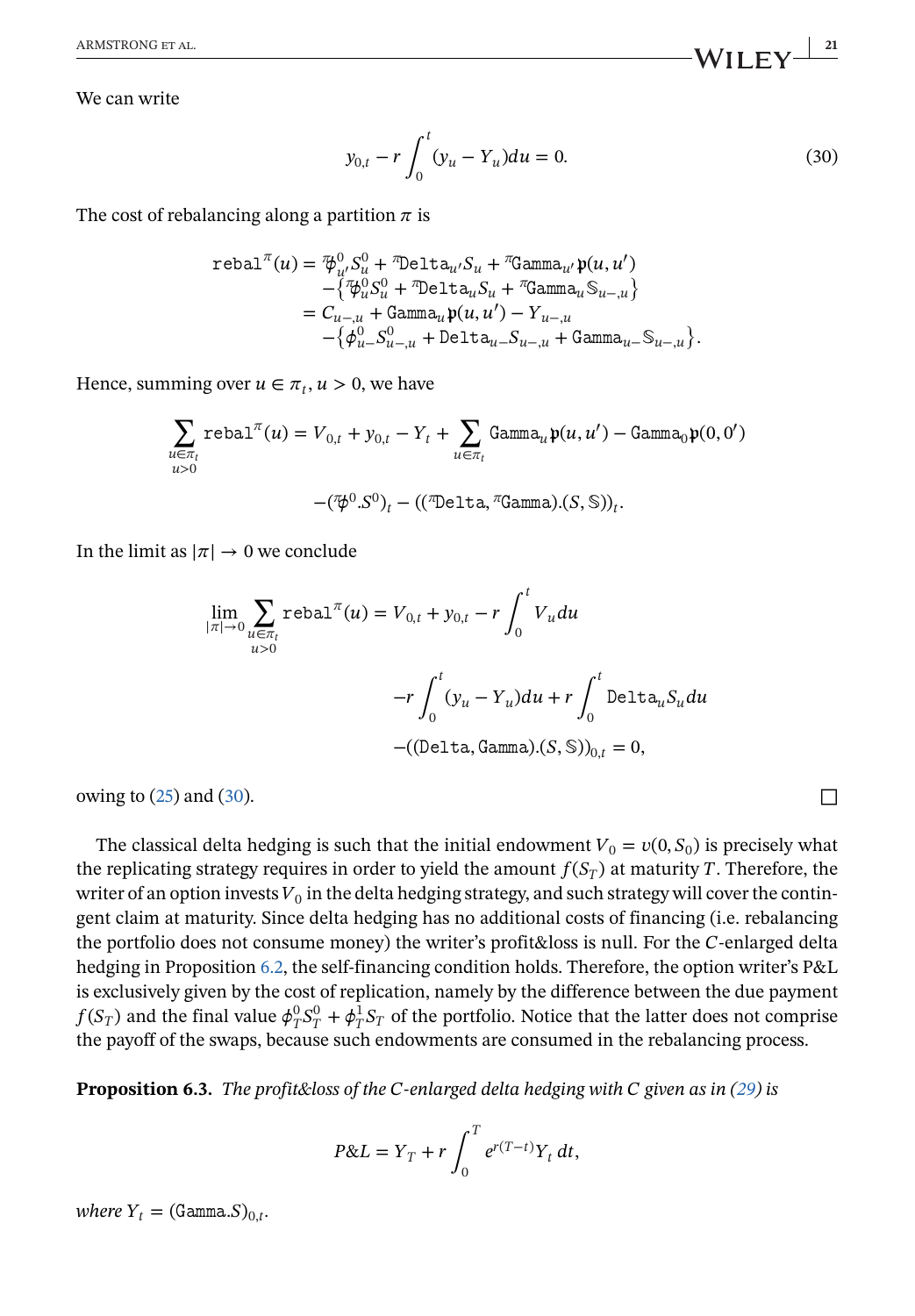We can write

$$y_{0,t} - r\int_0^t (y_u - Y_u)du = 0. \tag{30}$$

The cost of rebalancing along a partition $\pi$ is

$$\begin{aligned}
\mathtt{rebal}^\pi(u) &= {}^{\pi}\!\phi^0_{u'} S^0_u + {}^{\pi}\mathtt{Delta}_{u'} S_u + {}^{\pi}\mathtt{Gamma}_{u'}\mathfrak{p}(u,u') \\
&\quad - \left\{ {}^{\pi}\!\phi^0_u S^0_u + {}^{\pi}\mathtt{Delta}_u S_u + {}^{\pi}\mathtt{Gamma}_u \mathbb{S}_{u-,u} \right\} \\
&= C_{u-,u} + \mathtt{Gamma}_u \mathfrak{p}(u,u') - Y_{u-,u} \\
&\quad - \left\{ \phi^0_{u-} S^0_{u-,u} + \mathtt{Delta}_{u-} S_{u-,u} + \mathtt{Gamma}_{u-} \mathbb{S}_{u-,u} \right\}.
\end{aligned}$$

Hence, summing over $u \in \pi_t, u > 0$, we have

$$\begin{aligned}
\sum_{\substack{u\in\pi_t \\ u>0}} \mathtt{rebal}^\pi(u) &= V_{0,t} + y_{0,t} - Y_t + \sum_{u\in\pi_t} \mathtt{Gamma}_u \mathfrak{p}(u,u') - \mathtt{Gamma}_0 \mathfrak{p}(0,0') \\
&\quad - ({}^{\pi}\!\phi^0 . S^0)_t - (({}^{\pi}\mathtt{Delta}, {}^{\pi}\mathtt{Gamma}).(S,\mathbb{S}))_t.
\end{aligned}$$

In the limit as $|\pi| \to 0$ we conclude

$$\begin{aligned}
\lim_{|\pi|\to 0} \sum_{\substack{u\in\pi_t \\ u>0}} \mathtt{rebal}^\pi(u) &= V_{0,t} + y_{0,t} - r\int_0^t V_u du \\
&\quad - r\int_0^t (y_u - Y_u)du + r\int_0^t \mathtt{Delta}_u S_u du \\
&\quad - ((\mathtt{Delta}, \mathtt{Gamma}).(S,\mathbb{S}))_{0,t} = 0,
\end{aligned}$$

owing to (25) and (30). □

The classical delta hedging is such that the initial endowment $V_0 = v(0, S_0)$ is precisely what the replicating strategy requires in order to yield the amount $f(S_T)$ at maturity $T$. Therefore, the writer of an option invests $V_0$ in the delta hedging strategy, and such strategy will cover the contingent claim at maturity. Since delta hedging has no additional costs of financing (i.e. rebalancing the portfolio does not consume money) the writer's profit&loss is null. For the $C$-enlarged delta hedging in Proposition 6.2, the self-financing condition holds. Therefore, the option writer's P&L is exclusively given by the cost of replication, namely by the difference between the due payment $f(S_T)$ and the final value $\phi^0_T S^0_T + \phi^1_T S_T$ of the portfolio. Notice that the latter does not comprise the payoff of the swaps, because such endowments are consumed in the rebalancing process.

**Proposition 6.3.** *The profit&loss of the $C$-enlarged delta hedging with $C$ given as in (29) is*

$$P\&L = Y_T + r\int_0^T e^{r(T-t)} Y_t \, dt,$$

*where $Y_t = (\mathtt{Gamma}.\mathbb{S})_{0,t}$.*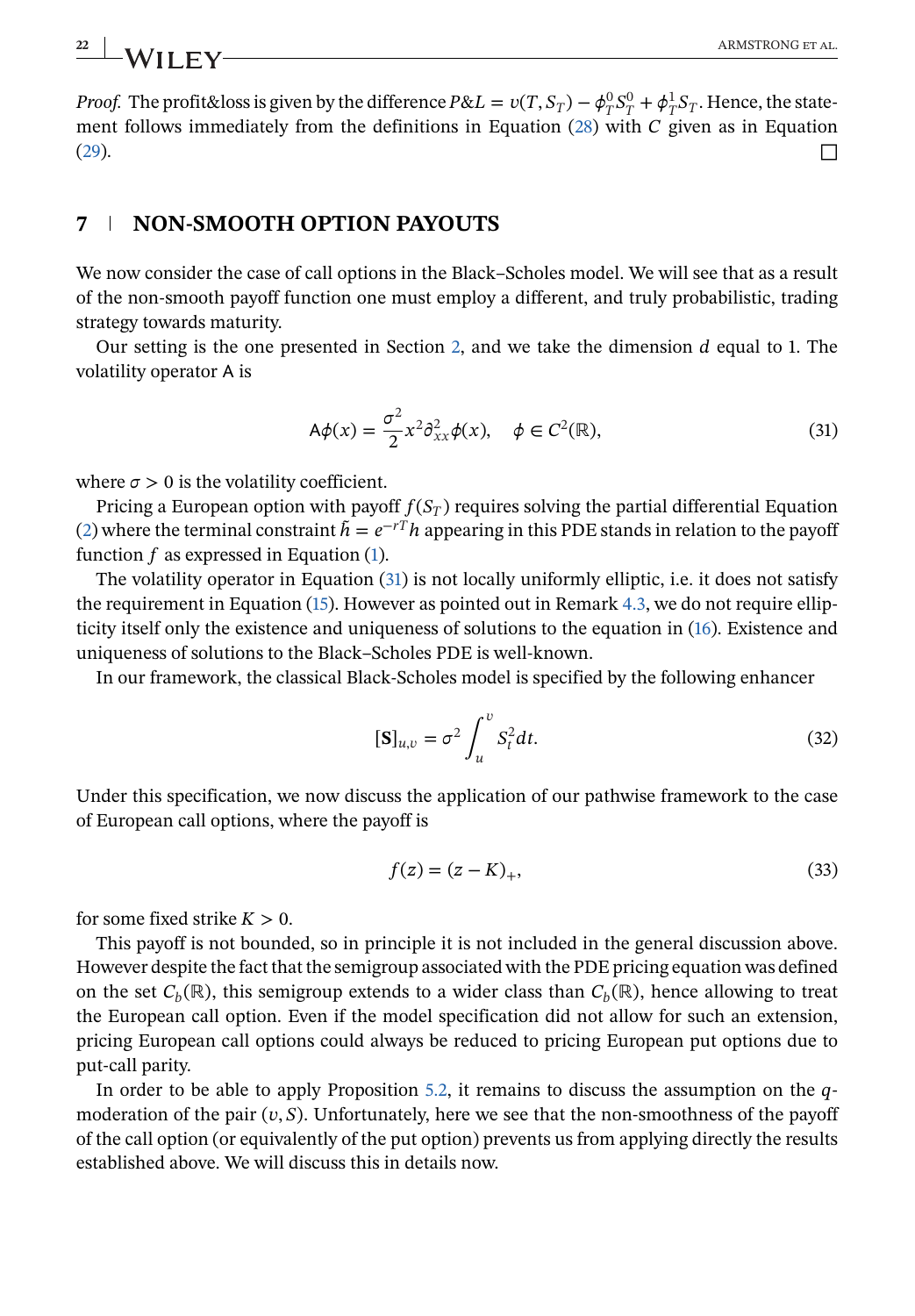*Proof.* The profit&loss is given by the difference $P\&L = v(T, S_T) - \phi_T^0 S_T^0 + \phi_T^1 S_T$. Hence, the statement follows immediately from the definitions in Equation (28) with $C$ given as in Equation (29). □

## 7 | NON-SMOOTH OPTION PAYOUTS

We now consider the case of call options in the Black–Scholes model. We will see that as a result of the non-smooth payoff function one must employ a different, and truly probabilistic, trading strategy towards maturity.

Our setting is the one presented in Section 2, and we take the dimension $d$ equal to 1. The volatility operator $\mathsf{A}$ is

$$\mathsf{A}\phi(x) = \frac{\sigma^2}{2} x^2 \partial^2_{xx}\phi(x), \quad \phi \in C^2(\mathbb{R}), \tag{31}$$

where $\sigma > 0$ is the volatility coefficient.

Pricing a European option with payoff $f(S_T)$ requires solving the partial differential Equation (2) where the terminal constraint $\tilde{h} = e^{-rT}h$ appearing in this PDE stands in relation to the payoff function $f$ as expressed in Equation (1).

The volatility operator in Equation (31) is not locally uniformly elliptic, i.e. it does not satisfy the requirement in Equation (15). However as pointed out in Remark 4.3, we do not require ellipticity itself only the existence and uniqueness of solutions to the equation in (16). Existence and uniqueness of solutions to the Black–Scholes PDE is well-known.

In our framework, the classical Black-Scholes model is specified by the following enhancer

$$[\mathbf{S}]_{u,v} = \sigma^2 \int_u^v S_t^2 dt. \tag{32}$$

Under this specification, we now discuss the application of our pathwise framework to the case of European call options, where the payoff is

$$f(z) = (z - K)_+, \tag{33}$$

for some fixed strike $K > 0$.

This payoff is not bounded, so in principle it is not included in the general discussion above. However despite the fact that the semigroup associated with the PDE pricing equation was defined on the set $C_b(\mathbb{R})$, this semigroup extends to a wider class than $C_b(\mathbb{R})$, hence allowing to treat the European call option. Even if the model specification did not allow for such an extension, pricing European call options could always be reduced to pricing European put options due to put-call parity.

In order to be able to apply Proposition 5.2, it remains to discuss the assumption on the $q$-moderation of the pair $(v, S)$. Unfortunately, here we see that the non-smoothness of the payoff of the call option (or equivalently of the put option) prevents us from applying directly the results established above. We will discuss this in details now.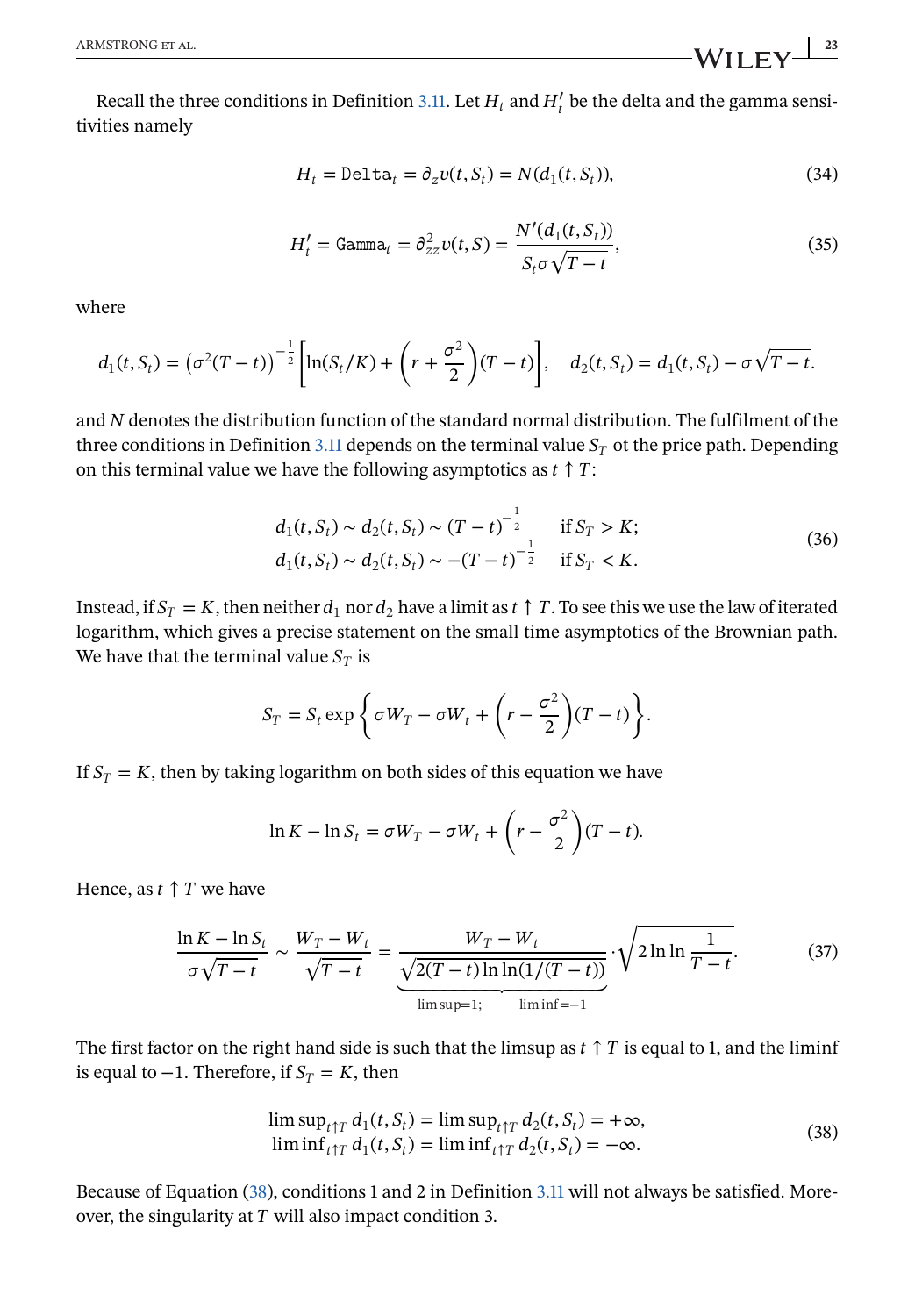Recall the three conditions in Definition 3.11. Let $H_t$ and $H'_t$ be the delta and the gamma sensitivities namely

$$
H_t = \texttt{Delta}_t = \partial_z v(t, S_t) = N(d_1(t, S_t)), \tag{34}
$$

$$
H'_t = \texttt{Gamma}_t = \partial^2_{zz} v(t, S) = \frac{N'(d_1(t, S_t))}{S_t \sigma \sqrt{T-t}}, \tag{35}
$$

where

$$
d_1(t, S_t) = \left(\sigma^2 (T-t)\right)^{-\frac{1}{2}} \left[ \ln(S_t/K) + \left(r + \frac{\sigma^2}{2}\right)(T-t) \right], \quad d_2(t, S_t) = d_1(t, S_t) - \sigma\sqrt{T-t}.
$$

and $N$ denotes the distribution function of the standard normal distribution. The fulfilment of the three conditions in Definition 3.11 depends on the terminal value $S_T$ ot the price path. Depending on this terminal value we have the following asymptotics as $t \uparrow T$:

$$
\begin{aligned}
d_1(t, S_t) &\sim d_2(t, S_t) \sim (T-t)^{-\frac{1}{2}} \quad &\text{if } S_T > K; \\
d_1(t, S_t) &\sim d_2(t, S_t) \sim -(T-t)^{-\frac{1}{2}} \quad &\text{if } S_T < K.
\end{aligned} \tag{36}
$$

Instead, if $S_T = K$, then neither $d_1$ nor $d_2$ have a limit as $t \uparrow T$. To see this we use the law of iterated logarithm, which gives a precise statement on the small time asymptotics of the Brownian path. We have that the terminal value $S_T$ is

$$
S_T = S_t \exp\left\{ \sigma W_T - \sigma W_t + \left(r - \frac{\sigma^2}{2}\right)(T-t) \right\}.
$$

If $S_T = K$, then by taking logarithm on both sides of this equation we have

$$
\ln K - \ln S_t = \sigma W_T - \sigma W_t + \left(r - \frac{\sigma^2}{2}\right)(T-t).
$$

Hence, as $t \uparrow T$ we have

$$
\frac{\ln K - \ln S_t}{\sigma\sqrt{T-t}} \sim \frac{W_T - W_t}{\sqrt{T-t}} = \underbrace{\frac{W_T - W_t}{\sqrt{2(T-t)\ln\ln(1/(T-t))}}}_{\limsup = 1; \qquad \liminf = -1} \cdot \sqrt{2 \ln\ln \frac{1}{T-t}}. \tag{37}
$$

The first factor on the right hand side is such that the limsup as $t \uparrow T$ is equal to 1, and the liminf is equal to $-1$. Therefore, if $S_T = K$, then

$$
\begin{aligned}
\limsup_{t\uparrow T} d_1(t, S_t) &= \limsup_{t\uparrow T} d_2(t, S_t) = +\infty, \\
\liminf_{t\uparrow T} d_1(t, S_t) &= \liminf_{t\uparrow T} d_2(t, S_t) = -\infty.
\end{aligned} \tag{38}
$$

Because of Equation (38), conditions 1 and 2 in Definition 3.11 will not always be satisfied. Moreover, the singularity at $T$ will also impact condition 3.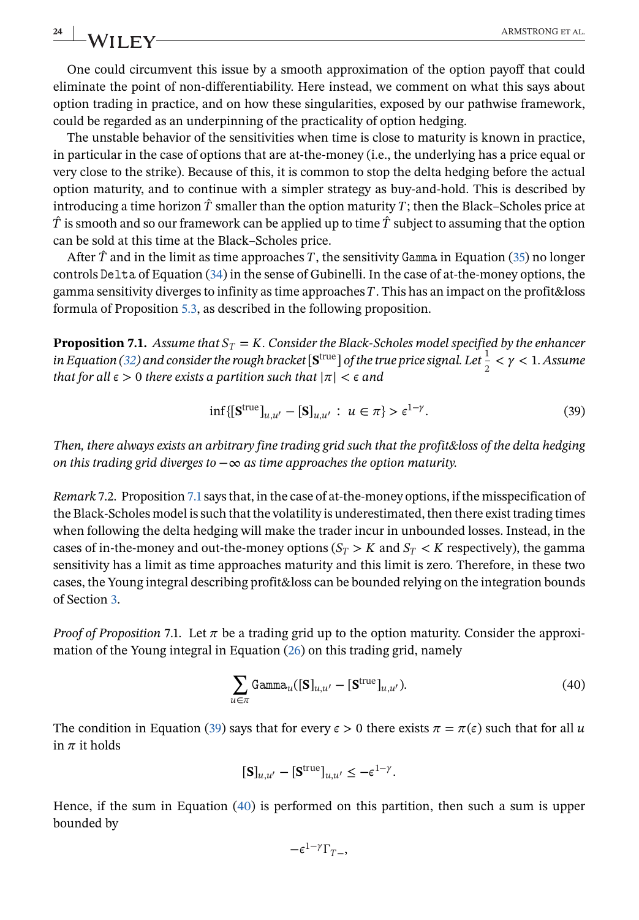One could circumvent this issue by a smooth approximation of the option payoff that could eliminate the point of non-differentiability. Here instead, we comment on what this says about option trading in practice, and on how these singularities, exposed by our pathwise framework, could be regarded as an underpinning of the practicality of option hedging.

The unstable behavior of the sensitivities when time is close to maturity is known in practice, in particular in the case of options that are at-the-money (i.e., the underlying has a price equal or very close to the strike). Because of this, it is common to stop the delta hedging before the actual option maturity, and to continue with a simpler strategy as buy-and-hold. This is described by introducing a time horizon $\hat{T}$ smaller than the option maturity $T$; then the Black–Scholes price at $\hat{T}$ is smooth and so our framework can be applied up to time $\hat{T}$ subject to assuming that the option can be sold at this time at the Black–Scholes price.

After $\hat{T}$ and in the limit as time approaches $T$, the sensitivity $\mathtt{Gamma}$ in Equation (35) no longer controls $\mathtt{Delta}$ of Equation (34) in the sense of Gubinelli. In the case of at-the-money options, the gamma sensitivity diverges to infinity as time approaches $T$. This has an impact on the profit&loss formula of Proposition 5.3, as described in the following proposition.

**Proposition 7.1.** *Assume that $S_T = K$. Consider the Black-Scholes model specified by the enhancer in Equation (32) and consider the rough bracket $[\mathbf{S}^{\text{true}}]$ of the true price signal. Let $\frac{1}{2} < \gamma < 1$. Assume that for all $\epsilon > 0$ there exists a partition such that $|\pi| < \epsilon$ and*

$$\inf\{[\mathbf{S}^{\text{true}}]_{u,u'} - [\mathbf{S}]_{u,u'} \,:\, u \in \pi\} > \epsilon^{1-\gamma}. \tag{39}$$

*Then, there always exists an arbitrary fine trading grid such that the profit&loss of the delta hedging on this trading grid diverges to $-\infty$ as time approaches the option maturity.*

*Remark* 7.2. Proposition 7.1 says that, in the case of at-the-money options, if the misspecification of the Black-Scholes model is such that the volatility is underestimated, then there exist trading times when following the delta hedging will make the trader incur in unbounded losses. Instead, in the cases of in-the-money and out-the-money options ($S_T > K$ and $S_T < K$ respectively), the gamma sensitivity has a limit as time approaches maturity and this limit is zero. Therefore, in these two cases, the Young integral describing profit&loss can be bounded relying on the integration bounds of Section 3.

*Proof of Proposition* 7.1. Let $\pi$ be a trading grid up to the option maturity. Consider the approximation of the Young integral in Equation (26) on this trading grid, namely

$$\sum_{u\in\pi} \mathtt{Gamma}_u([\mathbf{S}]_{u,u'} - [\mathbf{S}^{\text{true}}]_{u,u'}). \tag{40}$$

The condition in Equation (39) says that for every $\epsilon > 0$ there exists $\pi = \pi(\epsilon)$ such that for all $u$ in $\pi$ it holds

$$[\mathbf{S}]_{u,u'} - [\mathbf{S}^{\text{true}}]_{u,u'} \leq -\epsilon^{1-\gamma}.$$

Hence, if the sum in Equation (40) is performed on this partition, then such a sum is upper bounded by

$$-\epsilon^{1-\gamma}\Gamma_{T-},$$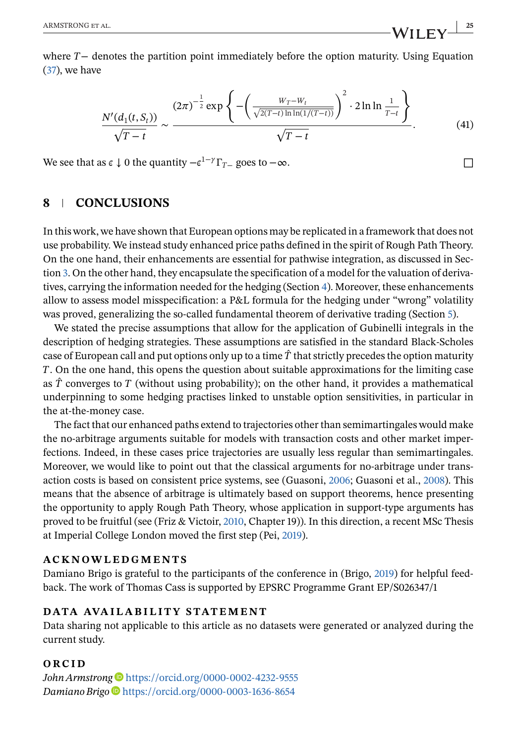where $T-$ denotes the partition point immediately before the option maturity. Using Equation (37), we have

$$
\frac{N'(d_1(t, S_t))}{\sqrt{T-t}} \sim \frac{(2\pi)^{-\frac{1}{2}} \exp\left\{ -\left( \frac{W_T - W_t}{\sqrt{2(T-t)\ln\ln(1/(T-t))}} \right)^2 \cdot 2\ln\ln\frac{1}{T-t} \right\}}{\sqrt{T-t}}. \tag{41}
$$

We see that as $\epsilon \downarrow 0$ the quantity $-\epsilon^{1-\gamma}\Gamma_{T-}$ goes to $-\infty$. □

## 8 | CONCLUSIONS

In this work, we have shown that European options may be replicated in a framework that does not use probability. We instead study enhanced price paths defined in the spirit of Rough Path Theory. On the one hand, their enhancements are essential for pathwise integration, as discussed in Section 3. On the other hand, they encapsulate the specification of a model for the valuation of derivatives, carrying the information needed for the hedging (Section 4). Moreover, these enhancements allow to assess model misspecification: a P&L formula for the hedging under "wrong" volatility was proved, generalizing the so-called fundamental theorem of derivative trading (Section 5).

We stated the precise assumptions that allow for the application of Gubinelli integrals in the description of hedging strategies. These assumptions are satisfied in the standard Black-Scholes case of European call and put options only up to a time $\hat{T}$ that strictly precedes the option maturity $T$. On the one hand, this opens the question about suitable approximations for the limiting case as $\hat{T}$ converges to $T$ (without using probability); on the other hand, it provides a mathematical underpinning to some hedging practises linked to unstable option sensitivities, in particular in the at-the-money case.

The fact that our enhanced paths extend to trajectories other than semimartingales would make the no-arbitrage arguments suitable for models with transaction costs and other market imperfections. Indeed, in these cases price trajectories are usually less regular than semimartingales. Moreover, we would like to point out that the classical arguments for no-arbitrage under transaction costs is based on consistent price systems, see (Guasoni, 2006; Guasoni et al., 2008). This means that the absence of arbitrage is ultimately based on support theorems, hence presenting the opportunity to apply Rough Path Theory, whose application in support-type arguments has proved to be fruitful (see (Friz & Victoir, 2010, Chapter 19)). In this direction, a recent MSc Thesis at Imperial College London moved the first step (Pei, 2019).

### ACKNOWLEDGMENTS

Damiano Brigo is grateful to the participants of the conference in (Brigo, 2019) for helpful feedback. The work of Thomas Cass is supported by EPSRC Programme Grant EP/S026347/1

### DATA AVAILABILITY STATEMENT

Data sharing not applicable to this article as no datasets were generated or analyzed during the current study.

### ORCID

*John Armstrong* https://orcid.org/0000-0002-4232-9555
*Damiano Brigo* https://orcid.org/0000-0003-1636-8654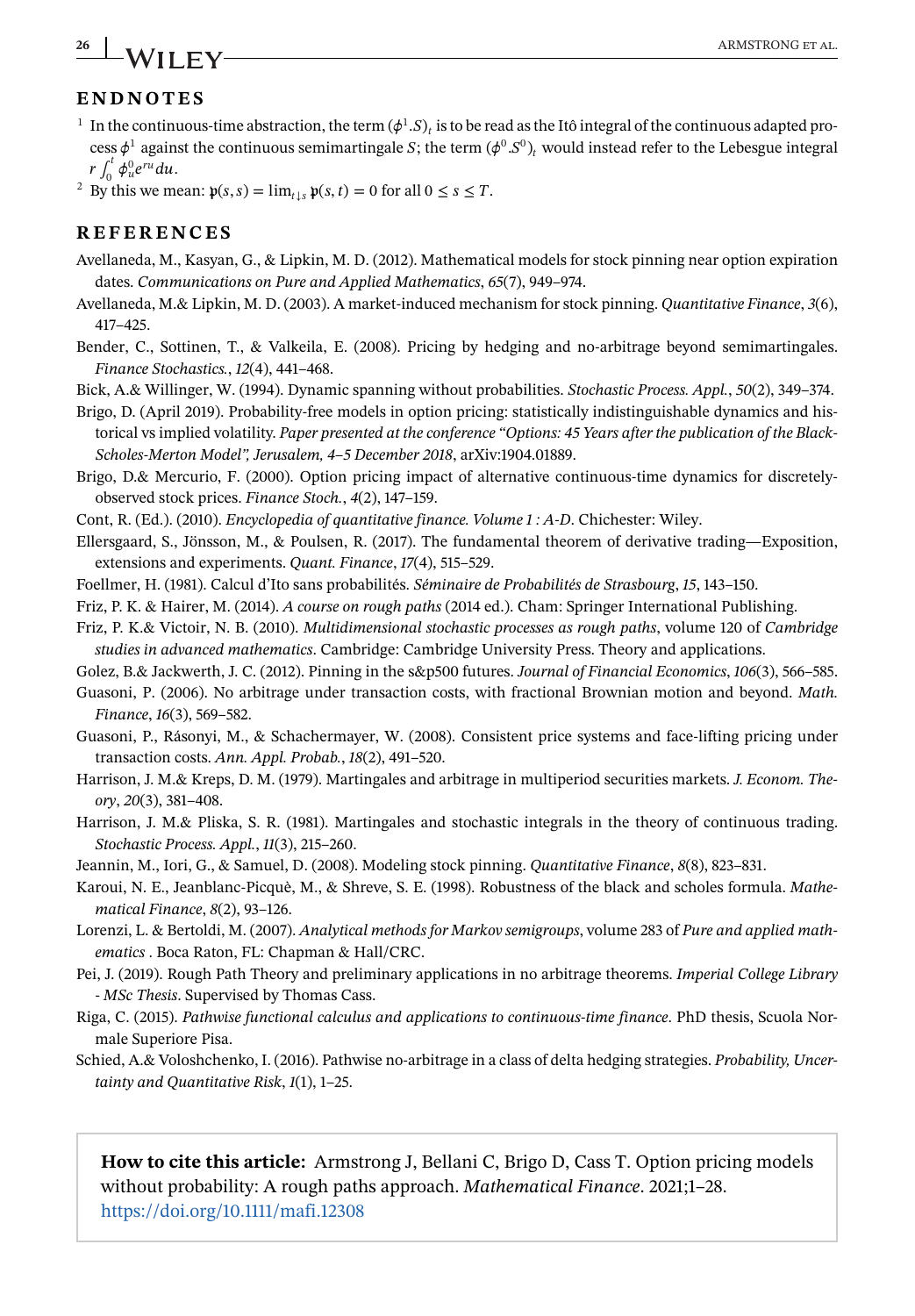## ENDNOTES

[1] In the continuous-time abstraction, the term $(\phi^1.S)_t$ is to be read as the Itô integral of the continuous adapted process $\phi^1$ against the continuous semimartingale $S$; the term $(\phi^0.S^0)_t$ would instead refer to the Lebesgue integral $r\int_0^t \phi_u^0 e^{ru}du$.

[2] By this we mean: $\mathfrak{p}(s,s) = \lim_{t\downarrow s} \mathfrak{p}(s,t) = 0$ for all $0 \le s \le T$.

## REFERENCES

Avellaneda, M., Kasyan, G., & Lipkin, M. D. (2012). Mathematical models for stock pinning near option expiration dates. *Communications on Pure and Applied Mathematics*, *65*(7), 949–974.

Avellaneda, M.& Lipkin, M. D. (2003). A market-induced mechanism for stock pinning. *Quantitative Finance*, *3*(6), 417–425.

Bender, C., Sottinen, T., & Valkeila, E. (2008). Pricing by hedging and no-arbitrage beyond semimartingales. *Finance Stochastics.*, *12*(4), 441–468.

Bick, A.& Willinger, W. (1994). Dynamic spanning without probabilities. *Stochastic Process. Appl.*, *50*(2), 349–374.

Brigo, D. (April 2019). Probability-free models in option pricing: statistically indistinguishable dynamics and historical vs implied volatility. *Paper presented at the conference "Options: 45 Years after the publication of the Black-Scholes-Merton Model", Jerusalem, 4–5 December 2018*, arXiv:1904.01889.

Brigo, D.& Mercurio, F. (2000). Option pricing impact of alternative continuous-time dynamics for discretely-observed stock prices. *Finance Stoch.*, *4*(2), 147–159.

Cont, R. (Ed.). (2010). *Encyclopedia of quantitative finance. Volume 1 : A-D*. Chichester: Wiley.

Ellersgaard, S., Jönsson, M., & Poulsen, R. (2017). The fundamental theorem of derivative trading—Exposition, extensions and experiments. *Quant. Finance*, *17*(4), 515–529.

Foellmer, H. (1981). Calcul d'Ito sans probabilités. *Séminaire de Probabilités de Strasbourg*, *15*, 143–150.

Friz, P. K. & Hairer, M. (2014). *A course on rough paths* (2014 ed.). Cham: Springer International Publishing.

Friz, P. K.& Victoir, N. B. (2010). *Multidimensional stochastic processes as rough paths*, volume 120 of *Cambridge studies in advanced mathematics*. Cambridge: Cambridge University Press. Theory and applications.

Golez, B.& Jackwerth, J. C. (2012). Pinning in the s&p500 futures. *Journal of Financial Economics*, *106*(3), 566–585.

Guasoni, P. (2006). No arbitrage under transaction costs, with fractional Brownian motion and beyond. *Math. Finance*, *16*(3), 569–582.

Guasoni, P., Rásonyi, M., & Schachermayer, W. (2008). Consistent price systems and face-lifting pricing under transaction costs. *Ann. Appl. Probab.*, *18*(2), 491–520.

Harrison, J. M.& Kreps, D. M. (1979). Martingales and arbitrage in multiperiod securities markets. *J. Econom. Theory*, *20*(3), 381–408.

Harrison, J. M.& Pliska, S. R. (1981). Martingales and stochastic integrals in the theory of continuous trading. *Stochastic Process. Appl.*, *11*(3), 215–260.

Jeannin, M., Iori, G., & Samuel, D. (2008). Modeling stock pinning. *Quantitative Finance*, *8*(8), 823–831.

Karoui, N. E., Jeanblanc-Picquè, M., & Shreve, S. E. (1998). Robustness of the black and scholes formula. *Mathematical Finance*, *8*(2), 93–126.

Lorenzi, L. & Bertoldi, M. (2007). *Analytical methods for Markov semigroups*, volume 283 of *Pure and applied mathematics* . Boca Raton, FL: Chapman & Hall/CRC.

Pei, J. (2019). Rough Path Theory and preliminary applications in no arbitrage theorems. *Imperial College Library - MSc Thesis*. Supervised by Thomas Cass.

Riga, C. (2015). *Pathwise functional calculus and applications to continuous-time finance*. PhD thesis, Scuola Normale Superiore Pisa.

Schied, A.& Voloshchenko, I. (2016). Pathwise no-arbitrage in a class of delta hedging strategies. *Probability, Uncertainty and Quantitative Risk*, *1*(1), 1–25.

**How to cite this article:** Armstrong J, Bellani C, Brigo D, Cass T. Option pricing models without probability: A rough paths approach. *Mathematical Finance*. 2021;1–28. https://doi.org/10.1111/mafi.12308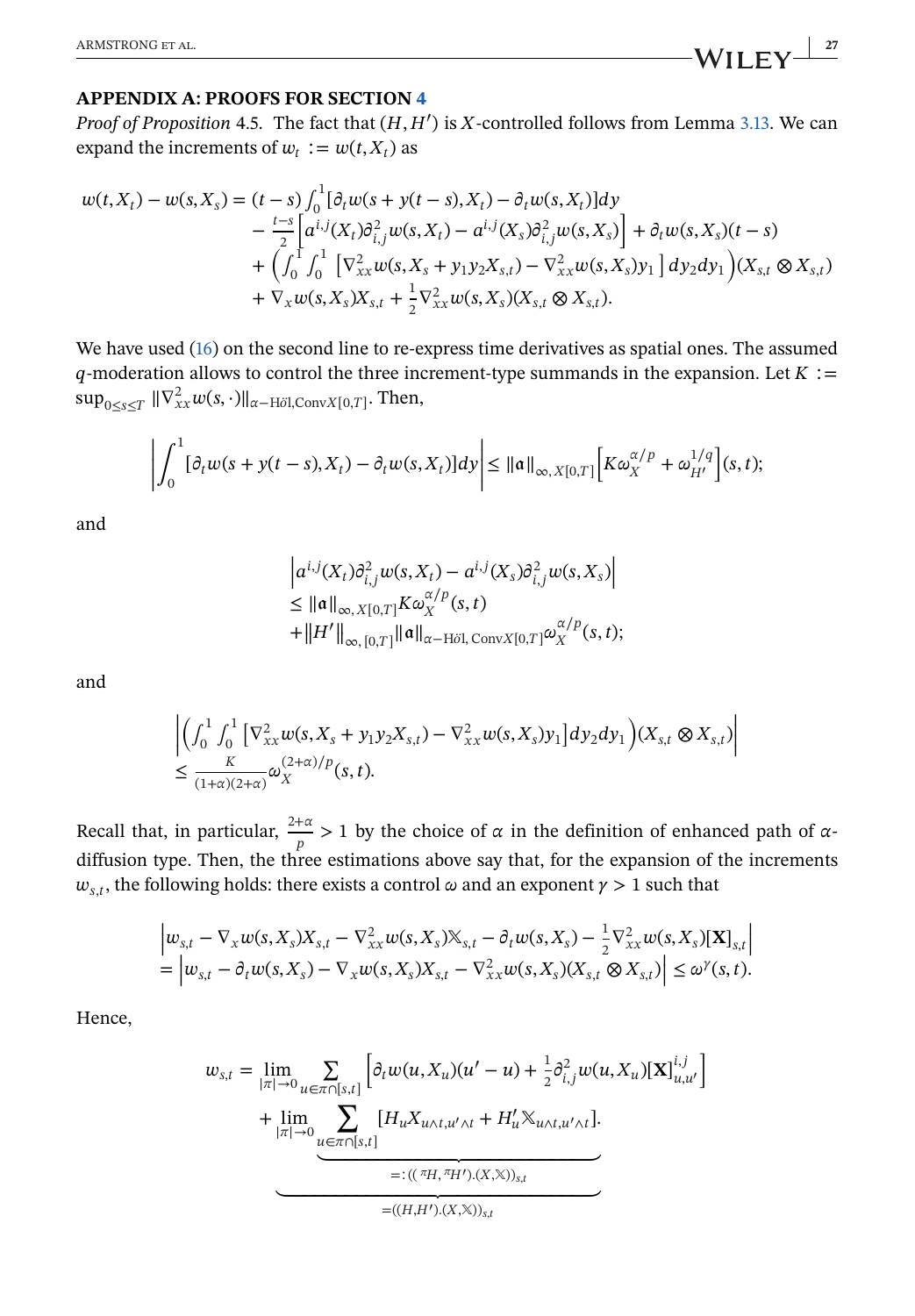## APPENDIX A: PROOFS FOR SECTION 4

*Proof of Proposition* 4.5. The fact that $(H, H')$ is $X$-controlled follows from Lemma 3.13. We can expand the increments of $w_t := w(t, X_t)$ as

$$
\begin{aligned}
w(t,X_t) - w(s,X_s) = (t-s) \textstyle\int_0^1 [\partial_t w(s+y(t-s),X_t) - \partial_t w(s,X_t)]dy \\
- \tfrac{t-s}{2}\Big[a^{i,j}(X_t)\partial^2_{i,j} w(s,X_t) - a^{i,j}(X_s)\partial^2_{i,j}w(s,X_s)\Big] + \partial_t w(s,X_s)(t-s) \\
+ \Big(\textstyle\int_0^1\int_0^1 \big[\nabla^2_{xx} w(s,X_s + y_1 y_2 X_{s,t}) - \nabla^2_{xx} w(s,X_s) y_1\big] dy_2 dy_1\Big)(X_{s,t}\otimes X_{s,t}) \\
+ \nabla_x w(s,X_s)X_{s,t} + \tfrac{1}{2}\nabla^2_{xx} w(s,X_s)(X_{s,t}\otimes X_{s,t}).
\end{aligned}
$$

We have used (16) on the second line to re-express time derivatives as spatial ones. The assumed $q$-moderation allows to control the three increment-type summands in the expansion. Let $K := \sup_{0\le s\le T} \|\nabla^2_{xx} w(s,\cdot)\|_{\alpha-\text{Höl},\text{Conv}X[0,T]}$. Then,

$$
\left|\int_0^1 [\partial_t w(s+y(t-s),X_t) - \partial_t w(s,X_t)]dy\right| \le \|\mathfrak{a}\|_{\infty,X[0,T]}\Big[K\omega_X^{\alpha/p} + \omega_{H'}^{1/q}\Big](s,t);
$$

and

$$
\begin{aligned}
&\Big|a^{i,j}(X_t)\partial^2_{i,j}w(s,X_t) - a^{i,j}(X_s)\partial^2_{i,j}w(s,X_s)\Big| \\
&\le \|\mathfrak{a}\|_{\infty,X[0,T]} K\omega_X^{\alpha/p}(s,t) \\
&+ \|H'\|_{\infty,[0,T]}\|\mathfrak{a}\|_{\alpha-\text{Höl},\,\text{Conv}X[0,T]}\omega_X^{\alpha/p}(s,t);
\end{aligned}
$$

and

$$
\begin{aligned}
&\left|\Big(\textstyle\int_0^1\int_0^1 \big[\nabla^2_{xx} w(s,X_s + y_1y_2X_{s,t}) - \nabla^2_{xx}w(s,X_s)y_1\big]dy_2dy_1\Big)(X_{s,t}\otimes X_{s,t})\right| \\
&\le \tfrac{K}{(1+\alpha)(2+\alpha)}\omega_X^{(2+\alpha)/p}(s,t).
\end{aligned}
$$

Recall that, in particular, $\frac{2+\alpha}{p} > 1$ by the choice of $\alpha$ in the definition of enhanced path of $\alpha$-diffusion type. Then, the three estimations above say that, for the expansion of the increments $w_{s,t}$, the following holds: there exists a control $\omega$ and an exponent $\gamma > 1$ such that

$$
\begin{aligned}
&\Big|w_{s,t} - \nabla_x w(s,X_s)X_{s,t} - \nabla^2_{xx}w(s,X_s)\mathbb{X}_{s,t} - \partial_t w(s,X_s) - \tfrac{1}{2}\nabla^2_{xx}w(s,X_s)[\mathbf{X}]_{s,t}\Big| \\
&= \Big|w_{s,t} - \partial_t w(s,X_s) - \nabla_x w(s,X_s)X_{s,t} - \nabla^2_{xx}w(s,X_s)(X_{s,t}\otimes X_{s,t})\Big| \le \omega^\gamma(s,t).
\end{aligned}
$$

Hence,

$$
\begin{aligned}
w_{s,t} = &\lim_{|\pi|\to 0}\sum_{u\in\pi\cap[s,t]}\Big[\partial_t w(u,X_u)(u'-u) + \tfrac{1}{2}\partial^2_{i,j}w(u,X_u)[\mathbf{X}]^{i,j}_{u,u'}\Big] \\
&+ \underbrace{\underbrace{\lim_{|\pi|\to 0}\sum_{u\in\pi\cap[s,t]}[H_uX_{u\wedge t,u'\wedge t} + H'_u\mathbb{X}_{u\wedge t,u'\wedge t}]}_{=:(({}^{\pi}H,{}^{\pi}H').(X,\mathbb{X}))_{s,t}}}_{=((H,H').(X,\mathbb{X}))_{s,t}}.
\end{aligned}
$$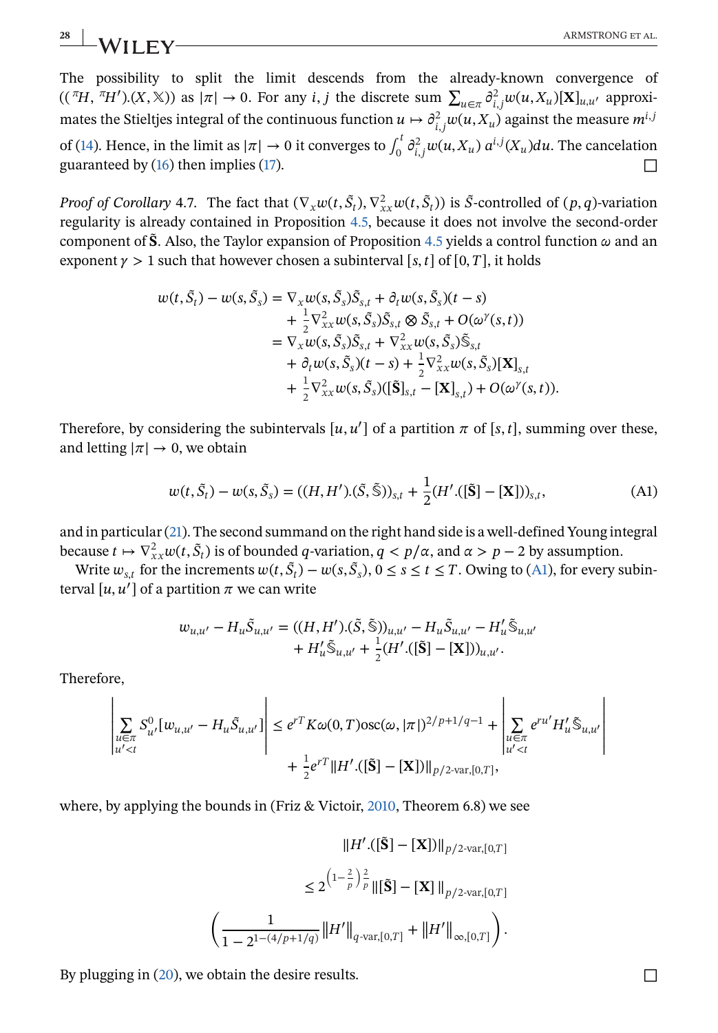The possibility to split the limit descends from the already-known convergence of $(({}^{\pi}H, {}^{\pi}H').(X, \mathbb{X}))$ as $|\pi| \to 0$. For any $i, j$ the discrete sum $\sum_{u \in \pi} \partial^2_{i,j} w(u, X_u)[\mathbf{X}]_{u,u'}$ approximates the Stieltjes integral of the continuous function $u \mapsto \partial^2_{i,j} w(u, X_u)$ against the measure $m^{i,j}$ of (14). Hence, in the limit as $|\pi| \to 0$ it converges to $\int_0^t \partial^2_{i,j} w(u, X_u)\, a^{i,j}(X_u) du$. The cancelation guaranteed by (16) then implies (17). □

*Proof of Corollary* 4.7. The fact that $(\nabla_x w(t, \tilde{S}_t), \nabla^2_{xx} w(t, \tilde{S}_t))$ is $\tilde{S}$-controlled of $(p, q)$-variation regularity is already contained in Proposition 4.5, because it does not involve the second-order component of $\tilde{\mathbf{S}}$. Also, the Taylor expansion of Proposition 4.5 yields a control function $\omega$ and an exponent $\gamma > 1$ such that however chosen a subinterval $[s, t]$ of $[0, T]$, it holds

$$
\begin{aligned}
w(t, \tilde{S}_t) - w(s, \tilde{S}_s) &= \nabla_x w(s, \tilde{S}_s)\tilde{S}_{s,t} + \partial_t w(s, \tilde{S}_s)(t - s) \\
&\quad + \tfrac{1}{2}\nabla^2_{xx} w(s, \tilde{S}_s)\tilde{S}_{s,t} \otimes \tilde{S}_{s,t} + O(\omega^{\gamma}(s, t)) \\
&= \nabla_x w(s, \tilde{S}_s)\tilde{S}_{s,t} + \nabla^2_{xx} w(s, \tilde{S}_s)\tilde{\mathbb{S}}_{s,t} \\
&\quad + \partial_t w(s, \tilde{S}_s)(t - s) + \tfrac{1}{2}\nabla^2_{xx} w(s, \tilde{S}_s)[\mathbf{X}]_{s,t} \\
&\quad + \tfrac{1}{2}\nabla^2_{xx} w(s, \tilde{S}_s)([\tilde{\mathbf{S}}]_{s,t} - [\mathbf{X}]_{s,t}) + O(\omega^{\gamma}(s, t)).
\end{aligned}
$$

Therefore, by considering the subintervals $[u, u']$ of a partition $\pi$ of $[s, t]$, summing over these, and letting $|\pi| \to 0$, we obtain

$$
w(t, \tilde{S}_t) - w(s, \tilde{S}_s) = ((H, H').(\tilde{S}, \tilde{\mathbb{S}}))_{s,t} + \frac{1}{2}(H'.([\tilde{\mathbf{S}}] - [\mathbf{X}]))_{s,t}, \tag{A1}
$$

and in particular (21). The second summand on the right hand side is a well-defined Young integral because $t \mapsto \nabla^2_{xx} w(t, \tilde{S}_t)$ is of bounded $q$-variation, $q < p/\alpha$, and $\alpha > p - 2$ by assumption.

Write $w_{s,t}$ for the increments $w(t, \tilde{S}_t) - w(s, \tilde{S}_s)$, $0 \le s \le t \le T$. Owing to (A1), for every subinterval $[u, u']$ of a partition $\pi$ we can write

$$
\begin{aligned}
w_{u,u'} - H_u \tilde{S}_{u,u'} &= ((H, H').(\tilde{S}, \tilde{\mathbb{S}}))_{u,u'} - H_u \tilde{S}_{u,u'} - H'_u \tilde{\mathbb{S}}_{u,u'} \\
&\quad + H'_u \tilde{\mathbb{S}}_{u,u'} + \tfrac{1}{2}(H'.([\tilde{\mathbf{S}}] - [\mathbf{X}]))_{u,u'}.
\end{aligned}
$$

Therefore,

$$
\begin{aligned}
\left| \sum_{\substack{u \in \pi \\ u' < t}} S^0_{u'}[w_{u,u'} - H_u \tilde{S}_{u,u'}] \right| &\le e^{rT} K \omega(0, T) \operatorname{osc}(\omega, |\pi|)^{2/p + 1/q - 1} + \left| \sum_{\substack{u \in \pi \\ u' < t}} e^{ru'} H'_u \tilde{\mathbb{S}}_{u,u'} \right| \\
&\quad + \tfrac{1}{2} e^{rT} \| H'.([\tilde{\mathbf{S}}] - [\mathbf{X}]) \|_{p/2\text{-var},[0,T]},
\end{aligned}
$$

where, by applying the bounds in (Friz & Victoir, 2010, Theorem 6.8) we see

$$
\begin{aligned}
&\| H'.([\tilde{\mathbf{S}}] - [\mathbf{X}]) \|_{p/2\text{-var},[0,T]} \\
&\le 2^{\left(1 - \frac{2}{p}\right)\frac{2}{p}} \| [\tilde{\mathbf{S}}] - [\mathbf{X}] \|_{p/2\text{-var},[0,T]} \\
&\left( \frac{1}{1 - 2^{1 - (4/p + 1/q)}} \| H' \|_{q\text{-var},[0,T]} + \| H' \|_{\infty,[0,T]} \right).
\end{aligned}
$$

By plugging in (20), we obtain the desire results. □